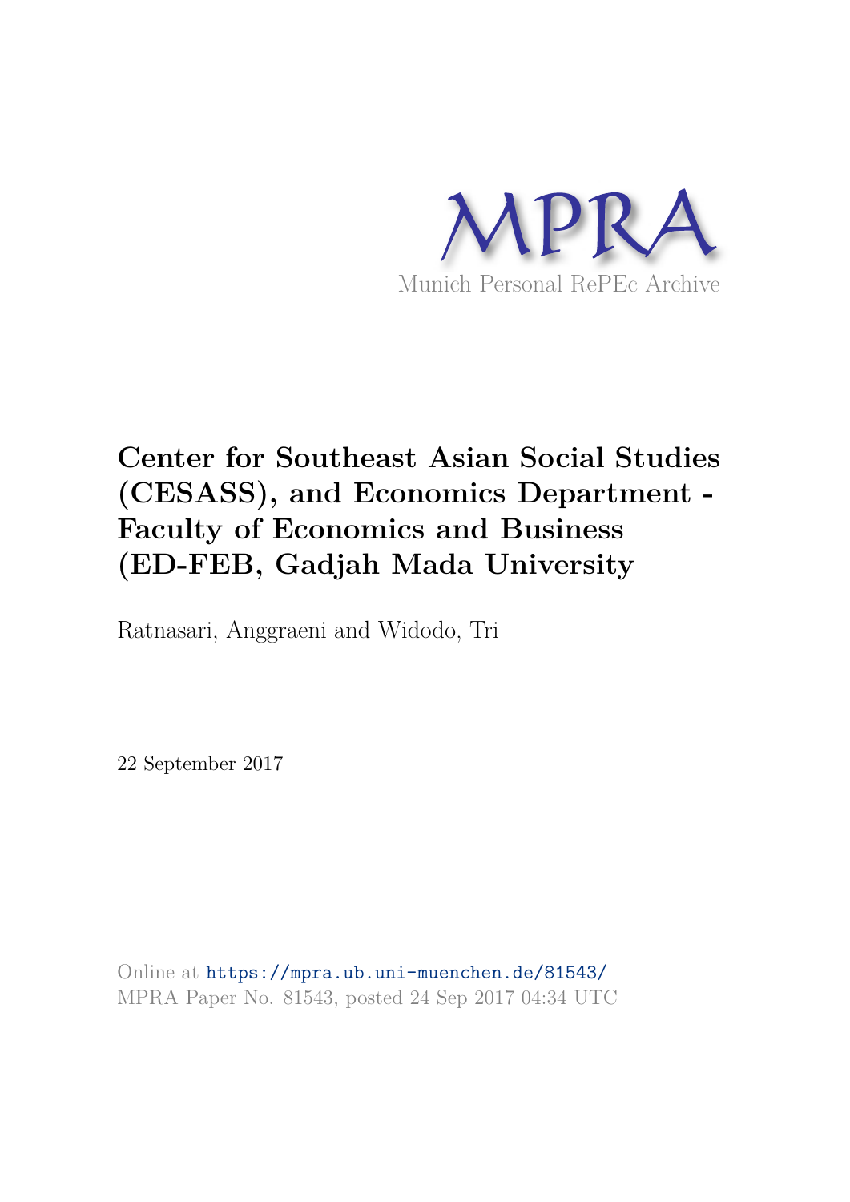MPRA

Munich Personal RePEc Archive

# Center for Southeast Asian Social Studies (CESASS), and Economics Department - Faculty of Economics and Business (ED-FEB, Gadjah Mada University

Ratnasari, Anggraeni and Widodo, Tri

22 September 2017

Online at https://mpra.ub.uni-muenchen.de/81543/
MPRA Paper No. 81543, posted 24 Sep 2017 04:34 UTC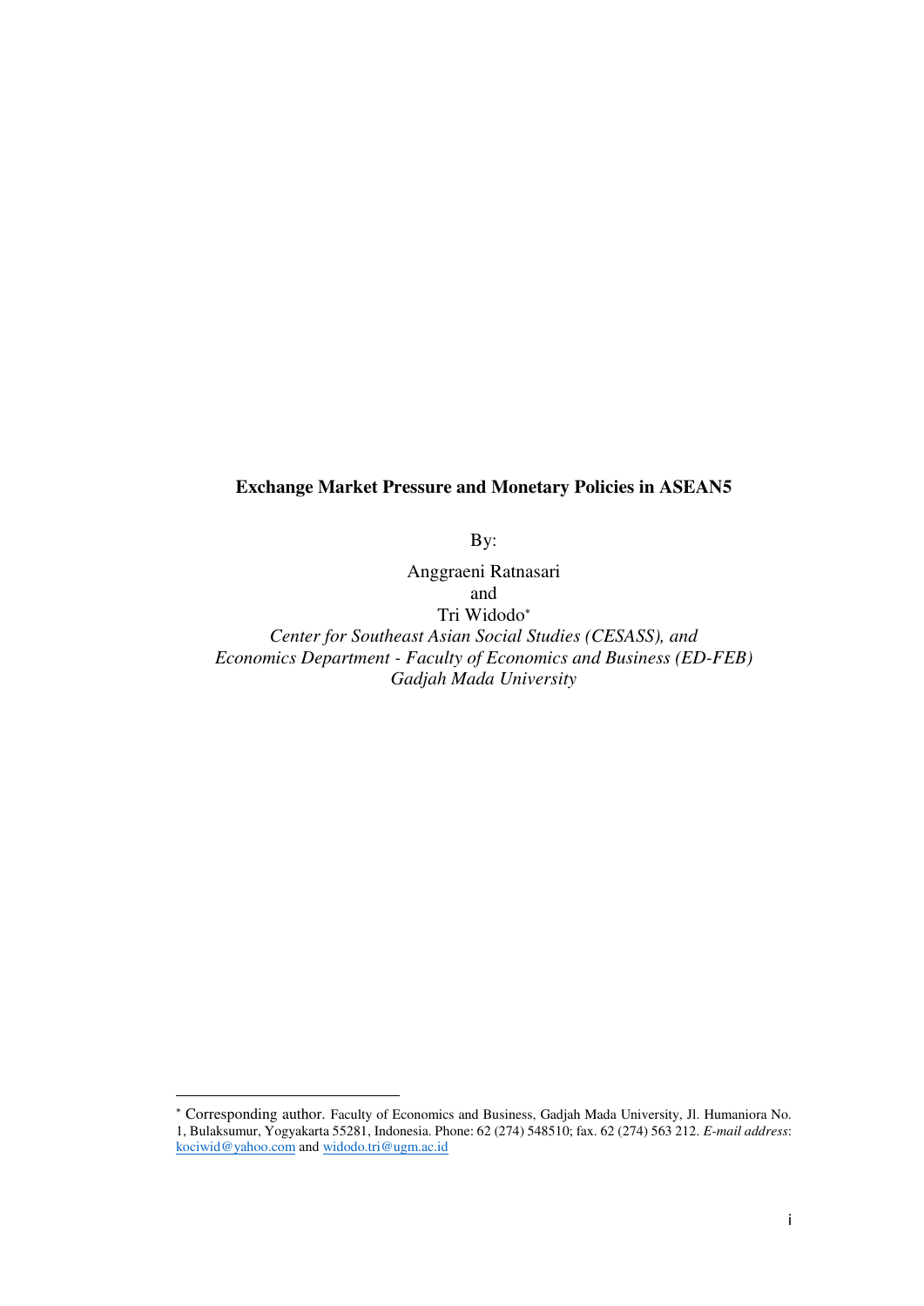**Exchange Market Pressure and Monetary Policies in ASEAN5**

By:

Anggraeni Ratnasari
and
Tri Widodo[*]

*Center for Southeast Asian Social Studies (CESASS), and*
*Economics Department - Faculty of Economics and Business (ED-FEB)*
*Gadjah Mada University*

---

[*] Corresponding author. Faculty of Economics and Business, Gadjah Mada University, Jl. Humaniora No. 1, Bulaksumur, Yogyakarta 55281, Indonesia. Phone: 62 (274) 548510; fax. 62 (274) 563 212. *E-mail address*: kociwid@yahoo.com and widodo.tri@ugm.ac.id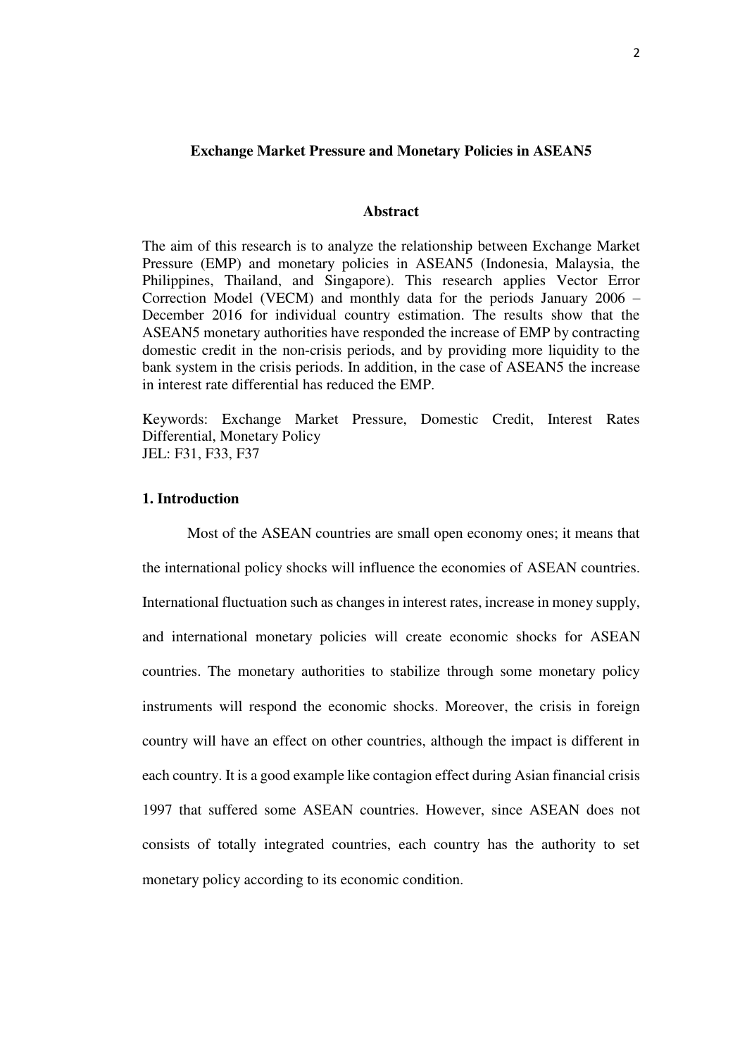## Exchange Market Pressure and Monetary Policies in ASEAN5

### Abstract

The aim of this research is to analyze the relationship between Exchange Market Pressure (EMP) and monetary policies in ASEAN5 (Indonesia, Malaysia, the Philippines, Thailand, and Singapore). This research applies Vector Error Correction Model (VECM) and monthly data for the periods January 2006 – December 2016 for individual country estimation. The results show that the ASEAN5 monetary authorities have responded the increase of EMP by contracting domestic credit in the non-crisis periods, and by providing more liquidity to the bank system in the crisis periods. In addition, in the case of ASEAN5 the increase in interest rate differential has reduced the EMP.

Keywords: Exchange Market Pressure, Domestic Credit, Interest Rates Differential, Monetary Policy
JEL: F31, F33, F37

### 1. Introduction

Most of the ASEAN countries are small open economy ones; it means that the international policy shocks will influence the economies of ASEAN countries. International fluctuation such as changes in interest rates, increase in money supply, and international monetary policies will create economic shocks for ASEAN countries. The monetary authorities to stabilize through some monetary policy instruments will respond the economic shocks. Moreover, the crisis in foreign country will have an effect on other countries, although the impact is different in each country. It is a good example like contagion effect during Asian financial crisis 1997 that suffered some ASEAN countries. However, since ASEAN does not consists of totally integrated countries, each country has the authority to set monetary policy according to its economic condition.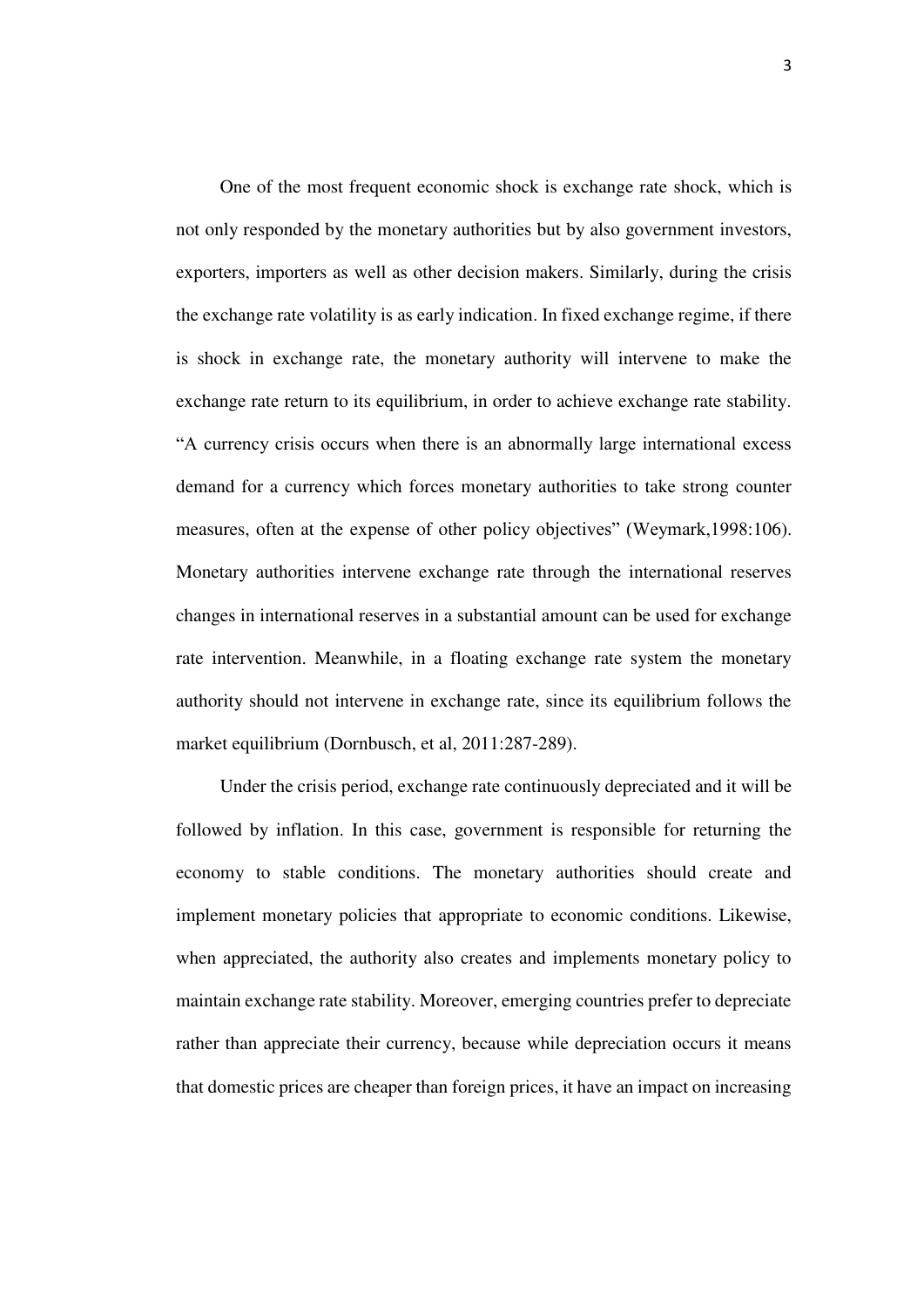One of the most frequent economic shock is exchange rate shock, which is not only responded by the monetary authorities but by also government investors, exporters, importers as well as other decision makers. Similarly, during the crisis the exchange rate volatility is as early indication. In fixed exchange regime, if there is shock in exchange rate, the monetary authority will intervene to make the exchange rate return to its equilibrium, in order to achieve exchange rate stability. "A currency crisis occurs when there is an abnormally large international excess demand for a currency which forces monetary authorities to take strong counter measures, often at the expense of other policy objectives" (Weymark,1998:106). Monetary authorities intervene exchange rate through the international reserves changes in international reserves in a substantial amount can be used for exchange rate intervention. Meanwhile, in a floating exchange rate system the monetary authority should not intervene in exchange rate, since its equilibrium follows the market equilibrium (Dornbusch, et al, 2011:287-289).

Under the crisis period, exchange rate continuously depreciated and it will be followed by inflation. In this case, government is responsible for returning the economy to stable conditions. The monetary authorities should create and implement monetary policies that appropriate to economic conditions. Likewise, when appreciated, the authority also creates and implements monetary policy to maintain exchange rate stability. Moreover, emerging countries prefer to depreciate rather than appreciate their currency, because while depreciation occurs it means that domestic prices are cheaper than foreign prices, it have an impact on increasing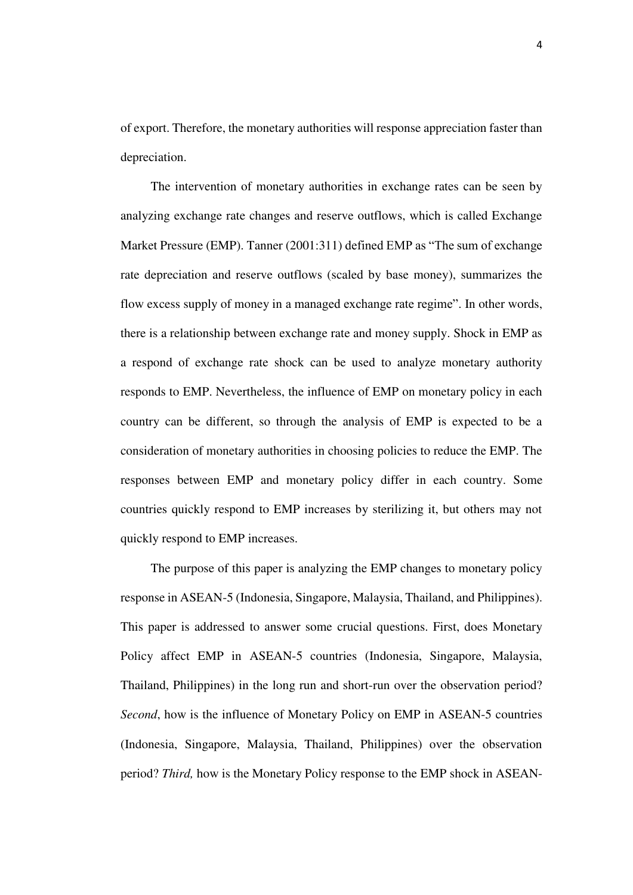of export. Therefore, the monetary authorities will response appreciation faster than depreciation.

The intervention of monetary authorities in exchange rates can be seen by analyzing exchange rate changes and reserve outflows, which is called Exchange Market Pressure (EMP). Tanner (2001:311) defined EMP as "The sum of exchange rate depreciation and reserve outflows (scaled by base money), summarizes the flow excess supply of money in a managed exchange rate regime". In other words, there is a relationship between exchange rate and money supply. Shock in EMP as a respond of exchange rate shock can be used to analyze monetary authority responds to EMP. Nevertheless, the influence of EMP on monetary policy in each country can be different, so through the analysis of EMP is expected to be a consideration of monetary authorities in choosing policies to reduce the EMP. The responses between EMP and monetary policy differ in each country. Some countries quickly respond to EMP increases by sterilizing it, but others may not quickly respond to EMP increases.

The purpose of this paper is analyzing the EMP changes to monetary policy response in ASEAN-5 (Indonesia, Singapore, Malaysia, Thailand, and Philippines). This paper is addressed to answer some crucial questions. First, does Monetary Policy affect EMP in ASEAN-5 countries (Indonesia, Singapore, Malaysia, Thailand, Philippines) in the long run and short-run over the observation period? *Second*, how is the influence of Monetary Policy on EMP in ASEAN-5 countries (Indonesia, Singapore, Malaysia, Thailand, Philippines) over the observation period? *Third,* how is the Monetary Policy response to the EMP shock in ASEAN-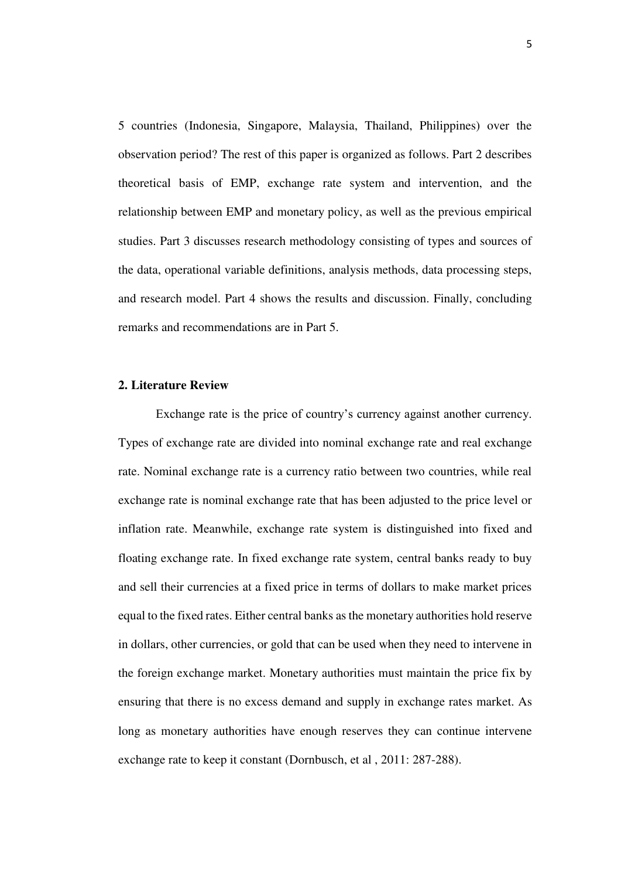5 countries (Indonesia, Singapore, Malaysia, Thailand, Philippines) over the observation period? The rest of this paper is organized as follows. Part 2 describes theoretical basis of EMP, exchange rate system and intervention, and the relationship between EMP and monetary policy, as well as the previous empirical studies. Part 3 discusses research methodology consisting of types and sources of the data, operational variable definitions, analysis methods, data processing steps, and research model. Part 4 shows the results and discussion. Finally, concluding remarks and recommendations are in Part 5.

## 2. Literature Review

Exchange rate is the price of country's currency against another currency. Types of exchange rate are divided into nominal exchange rate and real exchange rate. Nominal exchange rate is a currency ratio between two countries, while real exchange rate is nominal exchange rate that has been adjusted to the price level or inflation rate. Meanwhile, exchange rate system is distinguished into fixed and floating exchange rate. In fixed exchange rate system, central banks ready to buy and sell their currencies at a fixed price in terms of dollars to make market prices equal to the fixed rates. Either central banks as the monetary authorities hold reserve in dollars, other currencies, or gold that can be used when they need to intervene in the foreign exchange market. Monetary authorities must maintain the price fix by ensuring that there is no excess demand and supply in exchange rates market. As long as monetary authorities have enough reserves they can continue intervene exchange rate to keep it constant (Dornbusch, et al , 2011: 287-288).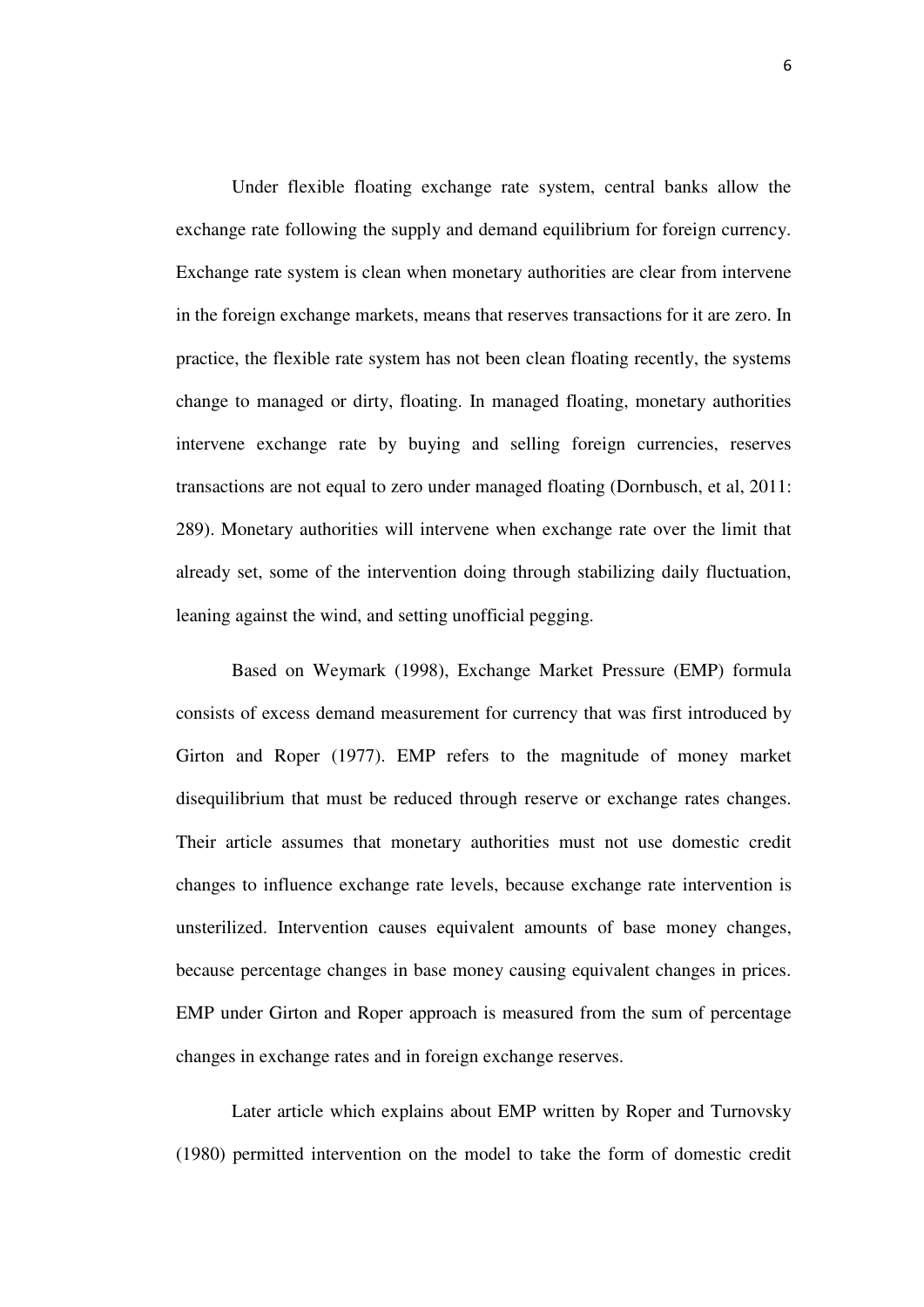Under flexible floating exchange rate system, central banks allow the exchange rate following the supply and demand equilibrium for foreign currency. Exchange rate system is clean when monetary authorities are clear from intervene in the foreign exchange markets, means that reserves transactions for it are zero. In practice, the flexible rate system has not been clean floating recently, the systems change to managed or dirty, floating. In managed floating, monetary authorities intervene exchange rate by buying and selling foreign currencies, reserves transactions are not equal to zero under managed floating (Dornbusch, et al, 2011: 289). Monetary authorities will intervene when exchange rate over the limit that already set, some of the intervention doing through stabilizing daily fluctuation, leaning against the wind, and setting unofficial pegging.

Based on Weymark (1998), Exchange Market Pressure (EMP) formula consists of excess demand measurement for currency that was first introduced by Girton and Roper (1977). EMP refers to the magnitude of money market disequilibrium that must be reduced through reserve or exchange rates changes. Their article assumes that monetary authorities must not use domestic credit changes to influence exchange rate levels, because exchange rate intervention is unsterilized. Intervention causes equivalent amounts of base money changes, because percentage changes in base money causing equivalent changes in prices. EMP under Girton and Roper approach is measured from the sum of percentage changes in exchange rates and in foreign exchange reserves.

Later article which explains about EMP written by Roper and Turnovsky (1980) permitted intervention on the model to take the form of domestic credit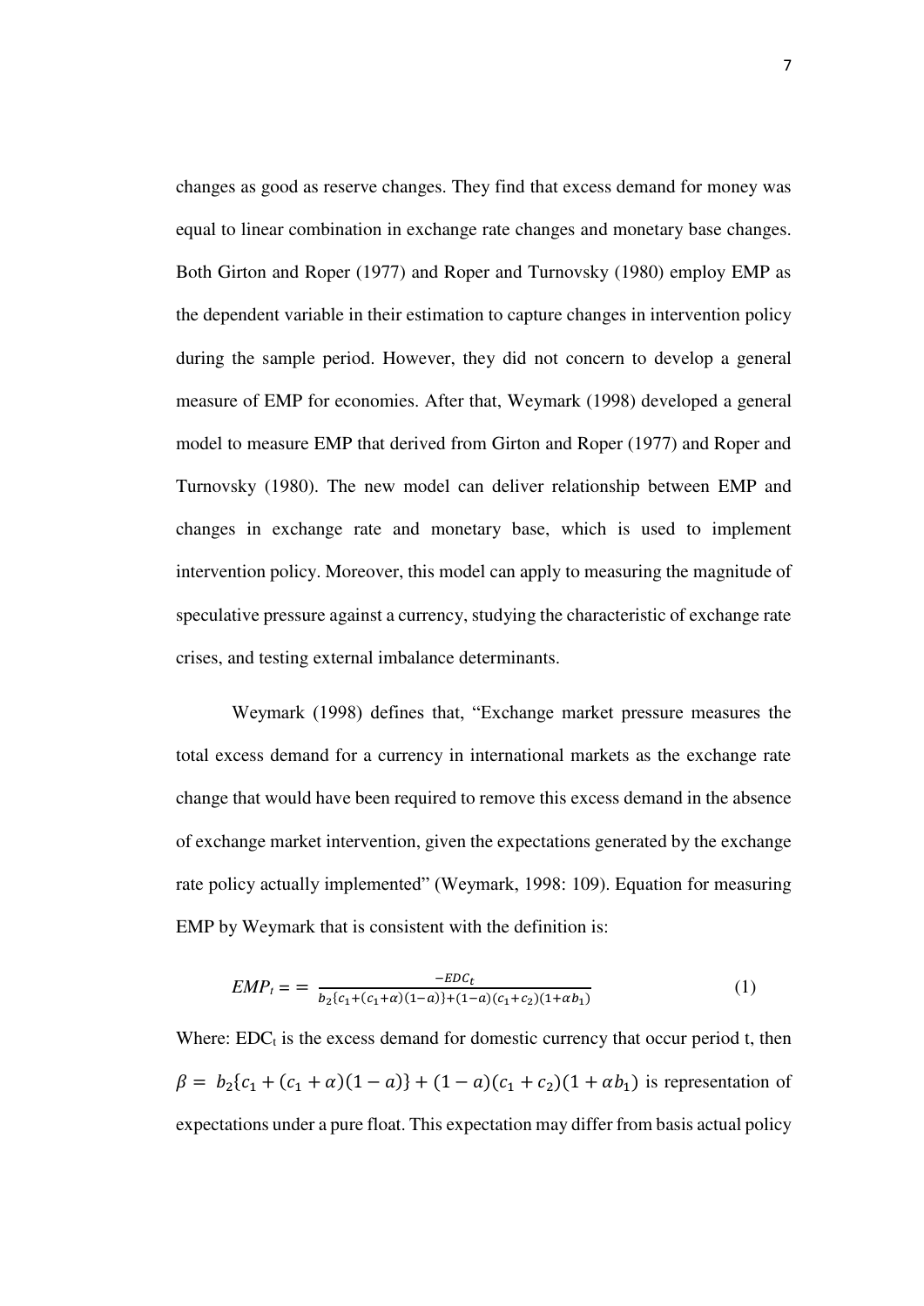changes as good as reserve changes. They find that excess demand for money was equal to linear combination in exchange rate changes and monetary base changes. Both Girton and Roper (1977) and Roper and Turnovsky (1980) employ EMP as the dependent variable in their estimation to capture changes in intervention policy during the sample period. However, they did not concern to develop a general measure of EMP for economies. After that, Weymark (1998) developed a general model to measure EMP that derived from Girton and Roper (1977) and Roper and Turnovsky (1980). The new model can deliver relationship between EMP and changes in exchange rate and monetary base, which is used to implement intervention policy. Moreover, this model can apply to measuring the magnitude of speculative pressure against a currency, studying the characteristic of exchange rate crises, and testing external imbalance determinants.

Weymark (1998) defines that, "Exchange market pressure measures the total excess demand for a currency in international markets as the exchange rate change that would have been required to remove this excess demand in the absence of exchange market intervention, given the expectations generated by the exchange rate policy actually implemented" (Weymark, 1998: 109). Equation for measuring EMP by Weymark that is consistent with the definition is:

$$EMP_t = = \frac{-EDC_t}{b_2\{c_1+(c_1+\alpha)(1-a)\}+(1-a)(c_1+c_2)(1+\alpha b_1)} \quad (1)$$

Where: $EDC_t$ is the excess demand for domestic currency that occur period t, then $\beta = b_2\{c_1 + (c_1 + \alpha)(1 - a)\} + (1 - a)(c_1 + c_2)(1 + \alpha b_1)$ is representation of expectations under a pure float. This expectation may differ from basis actual policy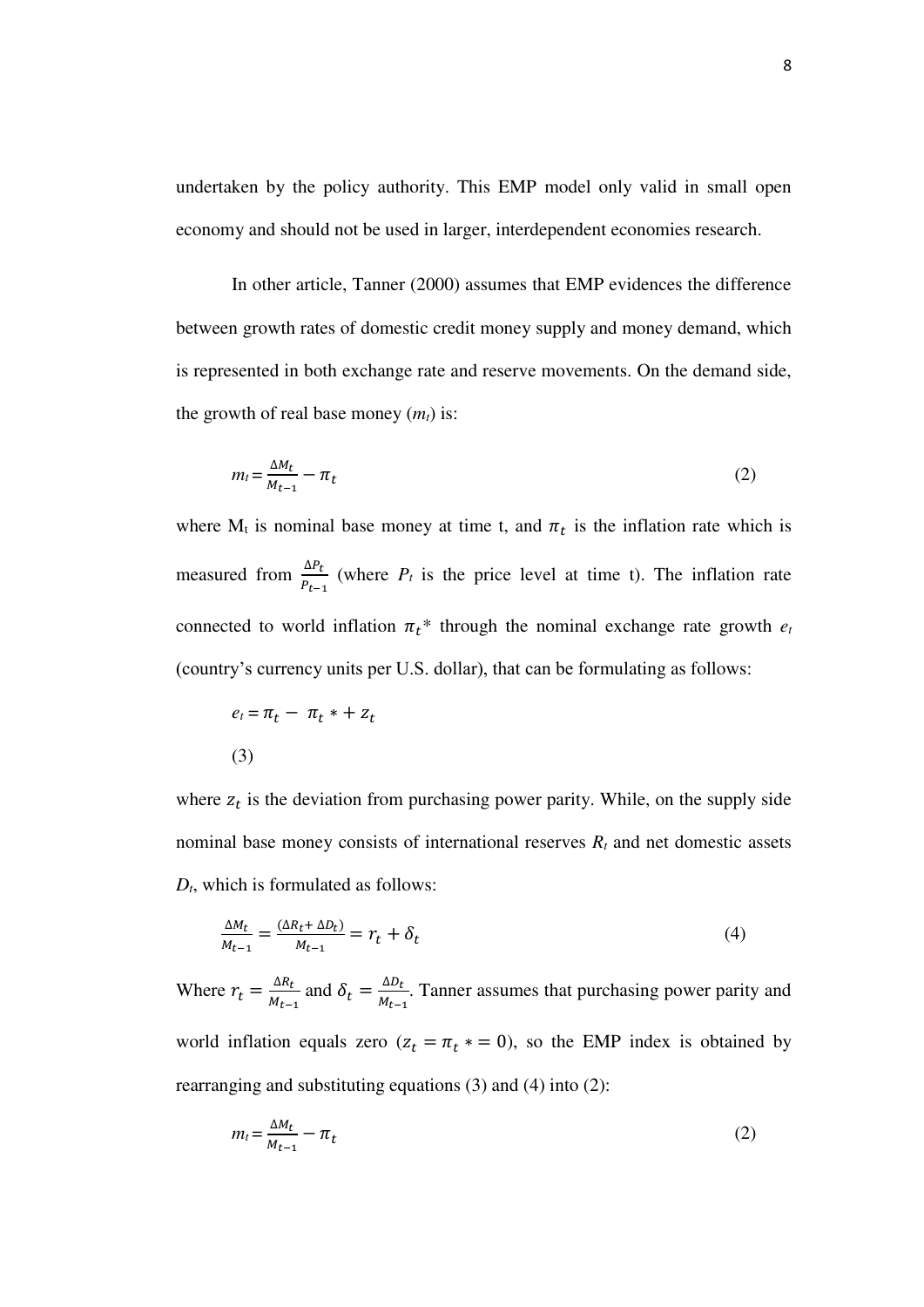undertaken by the policy authority. This EMP model only valid in small open economy and should not be used in larger, interdependent economies research.

In other article, Tanner (2000) assumes that EMP evidences the difference between growth rates of domestic credit money supply and money demand, which is represented in both exchange rate and reserve movements. On the demand side, the growth of real base money ($m_t$) is:

$$m_t = \frac{\Delta M_t}{M_{t-1}} - \pi_t \tag{2}$$

where $M_t$ is nominal base money at time t, and $\pi_t$ is the inflation rate which is measured from $\frac{\Delta P_t}{P_{t-1}}$ (where $P_t$ is the price level at time t). The inflation rate connected to world inflation $\pi_t{*}$ through the nominal exchange rate growth $e_t$ (country's currency units per U.S. dollar), that can be formulating as follows:

$$e_t = \pi_t - \pi_t * + z_t$$

(3)

where $z_t$ is the deviation from purchasing power parity. While, on the supply side nominal base money consists of international reserves $R_t$ and net domestic assets $D_t$, which is formulated as follows:

$$\frac{\Delta M_t}{M_{t-1}} = \frac{(\Delta R_t + \Delta D_t)}{M_{t-1}} = r_t + \delta_t \tag{4}$$

Where $r_t = \frac{\Delta R_t}{M_{t-1}}$ and $\delta_t = \frac{\Delta D_t}{M_{t-1}}$. Tanner assumes that purchasing power parity and world inflation equals zero ($z_t = \pi_t * = 0$), so the EMP index is obtained by rearranging and substituting equations (3) and (4) into (2):

$$m_t = \frac{\Delta M_t}{M_{t-1}} - \pi_t \tag{2}$$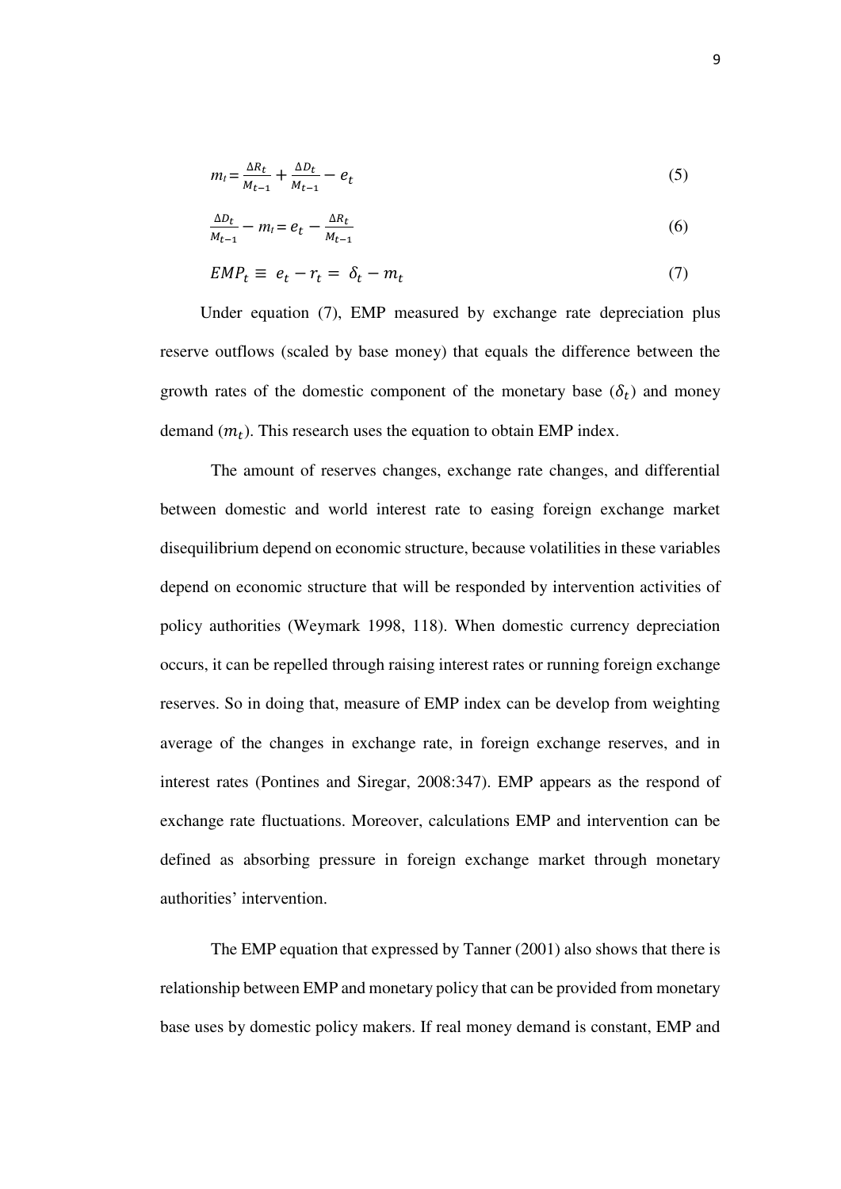$$m_t = \frac{\Delta R_t}{M_{t-1}} + \frac{\Delta D_t}{M_{t-1}} - e_t \tag{5}$$

$$\frac{\Delta D_t}{M_{t-1}} - m_t = e_t - \frac{\Delta R_t}{M_{t-1}} \tag{6}$$

$$EMP_t \equiv e_t - r_t = \delta_t - m_t \tag{7}$$

Under equation (7), EMP measured by exchange rate depreciation plus reserve outflows (scaled by base money) that equals the difference between the growth rates of the domestic component of the monetary base ($\delta_t$) and money demand ($m_t$). This research uses the equation to obtain EMP index.

The amount of reserves changes, exchange rate changes, and differential between domestic and world interest rate to easing foreign exchange market disequilibrium depend on economic structure, because volatilities in these variables depend on economic structure that will be responded by intervention activities of policy authorities (Weymark 1998, 118). When domestic currency depreciation occurs, it can be repelled through raising interest rates or running foreign exchange reserves. So in doing that, measure of EMP index can be develop from weighting average of the changes in exchange rate, in foreign exchange reserves, and in interest rates (Pontines and Siregar, 2008:347). EMP appears as the respond of exchange rate fluctuations. Moreover, calculations EMP and intervention can be defined as absorbing pressure in foreign exchange market through monetary authorities' intervention.

The EMP equation that expressed by Tanner (2001) also shows that there is relationship between EMP and monetary policy that can be provided from monetary base uses by domestic policy makers. If real money demand is constant, EMP and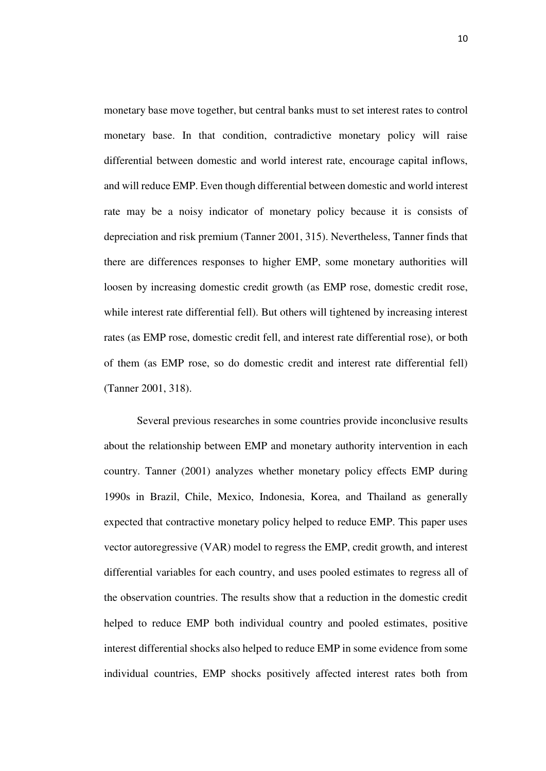monetary base move together, but central banks must to set interest rates to control monetary base. In that condition, contradictive monetary policy will raise differential between domestic and world interest rate, encourage capital inflows, and will reduce EMP. Even though differential between domestic and world interest rate may be a noisy indicator of monetary policy because it is consists of depreciation and risk premium (Tanner 2001, 315). Nevertheless, Tanner finds that there are differences responses to higher EMP, some monetary authorities will loosen by increasing domestic credit growth (as EMP rose, domestic credit rose, while interest rate differential fell). But others will tightened by increasing interest rates (as EMP rose, domestic credit fell, and interest rate differential rose), or both of them (as EMP rose, so do domestic credit and interest rate differential fell) (Tanner 2001, 318).

Several previous researches in some countries provide inconclusive results about the relationship between EMP and monetary authority intervention in each country. Tanner (2001) analyzes whether monetary policy effects EMP during 1990s in Brazil, Chile, Mexico, Indonesia, Korea, and Thailand as generally expected that contractive monetary policy helped to reduce EMP. This paper uses vector autoregressive (VAR) model to regress the EMP, credit growth, and interest differential variables for each country, and uses pooled estimates to regress all of the observation countries. The results show that a reduction in the domestic credit helped to reduce EMP both individual country and pooled estimates, positive interest differential shocks also helped to reduce EMP in some evidence from some individual countries, EMP shocks positively affected interest rates both from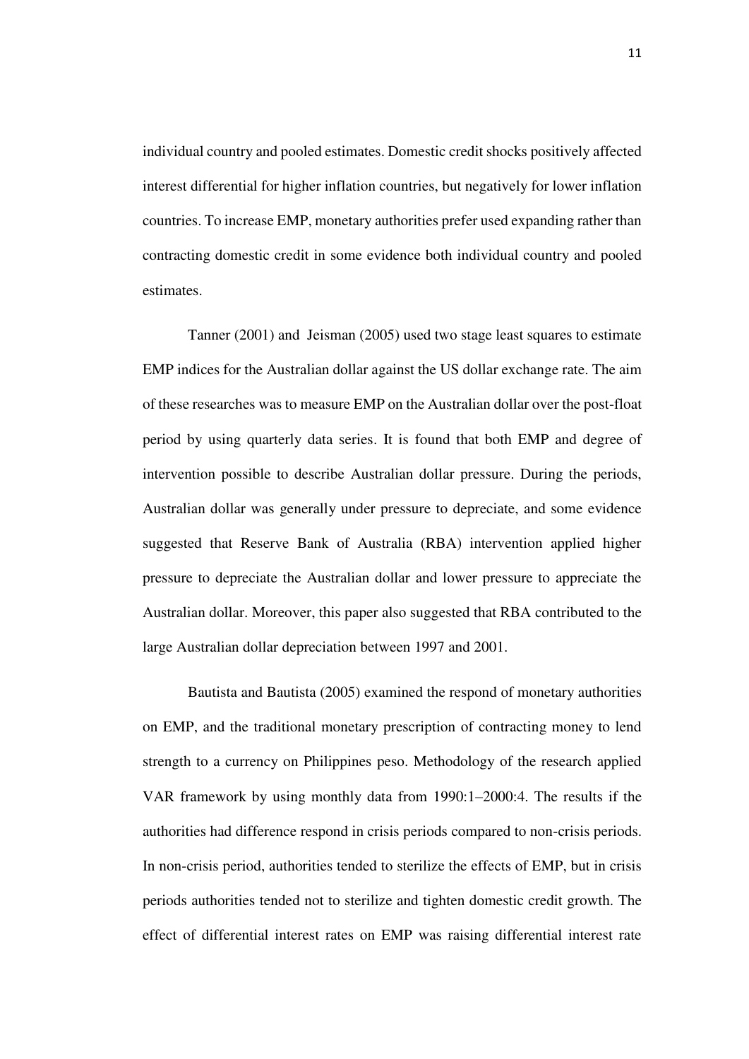individual country and pooled estimates. Domestic credit shocks positively affected interest differential for higher inflation countries, but negatively for lower inflation countries. To increase EMP, monetary authorities prefer used expanding rather than contracting domestic credit in some evidence both individual country and pooled estimates.

Tanner (2001) and Jeisman (2005) used two stage least squares to estimate EMP indices for the Australian dollar against the US dollar exchange rate. The aim of these researches was to measure EMP on the Australian dollar over the post-float period by using quarterly data series. It is found that both EMP and degree of intervention possible to describe Australian dollar pressure. During the periods, Australian dollar was generally under pressure to depreciate, and some evidence suggested that Reserve Bank of Australia (RBA) intervention applied higher pressure to depreciate the Australian dollar and lower pressure to appreciate the Australian dollar. Moreover, this paper also suggested that RBA contributed to the large Australian dollar depreciation between 1997 and 2001.

Bautista and Bautista (2005) examined the respond of monetary authorities on EMP, and the traditional monetary prescription of contracting money to lend strength to a currency on Philippines peso. Methodology of the research applied VAR framework by using monthly data from 1990:1–2000:4. The results if the authorities had difference respond in crisis periods compared to non-crisis periods. In non-crisis period, authorities tended to sterilize the effects of EMP, but in crisis periods authorities tended not to sterilize and tighten domestic credit growth. The effect of differential interest rates on EMP was raising differential interest rate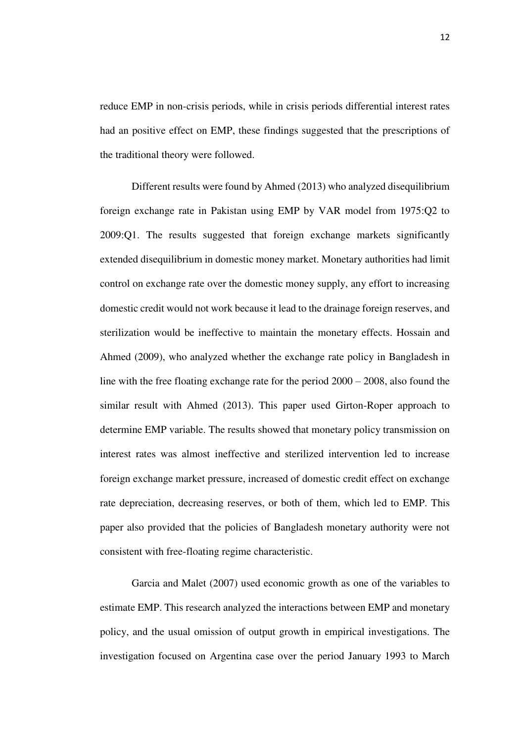reduce EMP in non-crisis periods, while in crisis periods differential interest rates had an positive effect on EMP, these findings suggested that the prescriptions of the traditional theory were followed.

Different results were found by Ahmed (2013) who analyzed disequilibrium foreign exchange rate in Pakistan using EMP by VAR model from 1975:Q2 to 2009:Q1. The results suggested that foreign exchange markets significantly extended disequilibrium in domestic money market. Monetary authorities had limit control on exchange rate over the domestic money supply, any effort to increasing domestic credit would not work because it lead to the drainage foreign reserves, and sterilization would be ineffective to maintain the monetary effects. Hossain and Ahmed (2009), who analyzed whether the exchange rate policy in Bangladesh in line with the free floating exchange rate for the period 2000 – 2008, also found the similar result with Ahmed (2013). This paper used Girton-Roper approach to determine EMP variable. The results showed that monetary policy transmission on interest rates was almost ineffective and sterilized intervention led to increase foreign exchange market pressure, increased of domestic credit effect on exchange rate depreciation, decreasing reserves, or both of them, which led to EMP. This paper also provided that the policies of Bangladesh monetary authority were not consistent with free-floating regime characteristic.

Garcia and Malet (2007) used economic growth as one of the variables to estimate EMP. This research analyzed the interactions between EMP and monetary policy, and the usual omission of output growth in empirical investigations. The investigation focused on Argentina case over the period January 1993 to March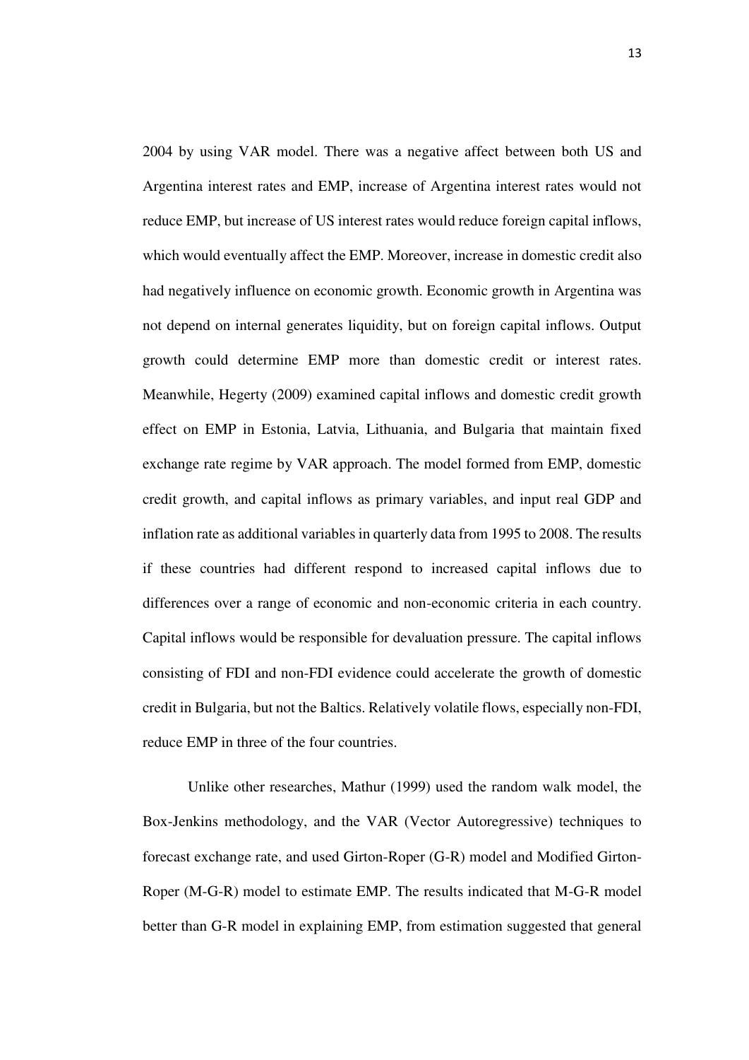2004 by using VAR model. There was a negative affect between both US and Argentina interest rates and EMP, increase of Argentina interest rates would not reduce EMP, but increase of US interest rates would reduce foreign capital inflows, which would eventually affect the EMP. Moreover, increase in domestic credit also had negatively influence on economic growth. Economic growth in Argentina was not depend on internal generates liquidity, but on foreign capital inflows. Output growth could determine EMP more than domestic credit or interest rates. Meanwhile, Hegerty (2009) examined capital inflows and domestic credit growth effect on EMP in Estonia, Latvia, Lithuania, and Bulgaria that maintain fixed exchange rate regime by VAR approach. The model formed from EMP, domestic credit growth, and capital inflows as primary variables, and input real GDP and inflation rate as additional variables in quarterly data from 1995 to 2008. The results if these countries had different respond to increased capital inflows due to differences over a range of economic and non-economic criteria in each country. Capital inflows would be responsible for devaluation pressure. The capital inflows consisting of FDI and non-FDI evidence could accelerate the growth of domestic credit in Bulgaria, but not the Baltics. Relatively volatile flows, especially non-FDI, reduce EMP in three of the four countries.

Unlike other researches, Mathur (1999) used the random walk model, the Box-Jenkins methodology, and the VAR (Vector Autoregressive) techniques to forecast exchange rate, and used Girton-Roper (G-R) model and Modified Girton-Roper (M-G-R) model to estimate EMP. The results indicated that M-G-R model better than G-R model in explaining EMP, from estimation suggested that general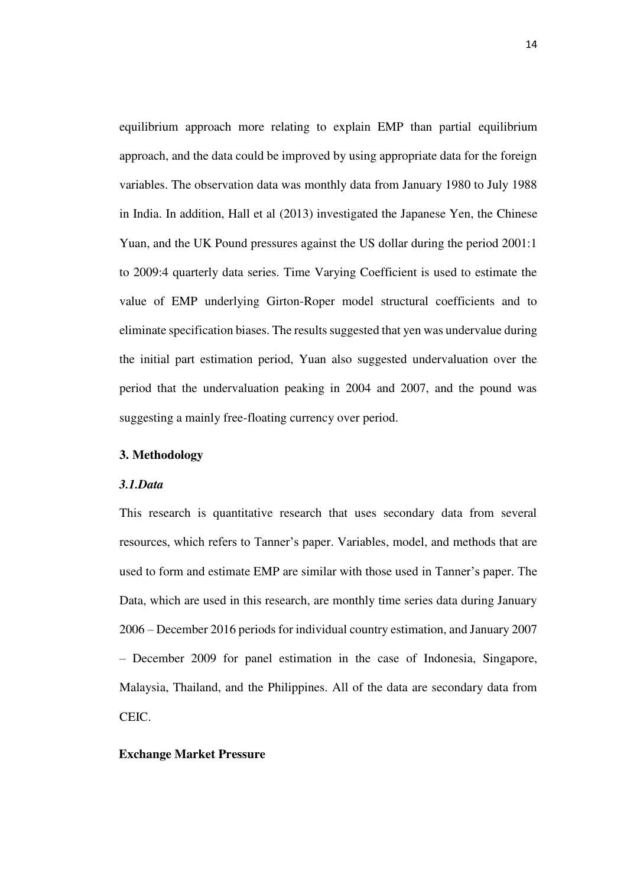equilibrium approach more relating to explain EMP than partial equilibrium approach, and the data could be improved by using appropriate data for the foreign variables. The observation data was monthly data from January 1980 to July 1988 in India. In addition, Hall et al (2013) investigated the Japanese Yen, the Chinese Yuan, and the UK Pound pressures against the US dollar during the period 2001:1 to 2009:4 quarterly data series. Time Varying Coefficient is used to estimate the value of EMP underlying Girton-Roper model structural coefficients and to eliminate specification biases. The results suggested that yen was undervalue during the initial part estimation period, Yuan also suggested undervaluation over the period that the undervaluation peaking in 2004 and 2007, and the pound was suggesting a mainly free-floating currency over period.

## 3. Methodology

### *3.1.Data*

This research is quantitative research that uses secondary data from several resources, which refers to Tanner's paper. Variables, model, and methods that are used to form and estimate EMP are similar with those used in Tanner's paper. The Data, which are used in this research, are monthly time series data during January 2006 – December 2016 periods for individual country estimation, and January 2007 – December 2009 for panel estimation in the case of Indonesia, Singapore, Malaysia, Thailand, and the Philippines. All of the data are secondary data from CEIC.

**Exchange Market Pressure**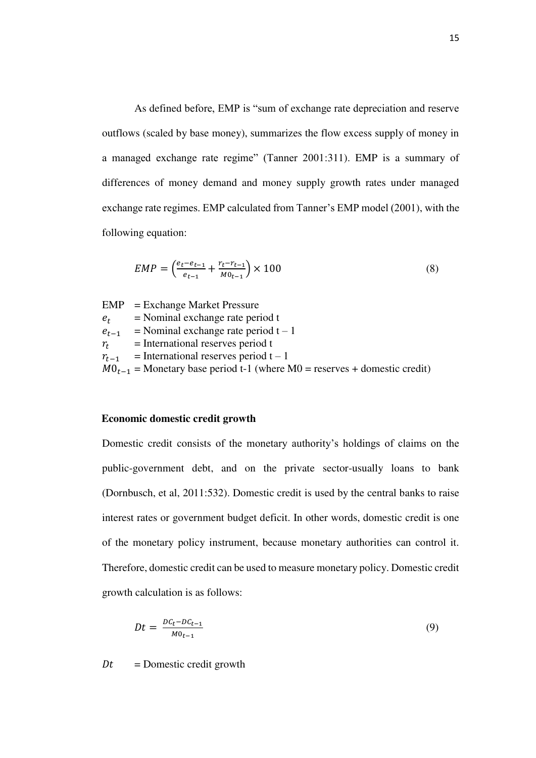As defined before, EMP is "sum of exchange rate depreciation and reserve outflows (scaled by base money), summarizes the flow excess supply of money in a managed exchange rate regime" (Tanner 2001:311). EMP is a summary of differences of money demand and money supply growth rates under managed exchange rate regimes. EMP calculated from Tanner's EMP model (2001), with the following equation:

$$EMP = \left(\frac{e_t - e_{t-1}}{e_{t-1}} + \frac{r_t - r_{t-1}}{M0_{t-1}}\right) \times 100 \tag{8}$$

EMP = Exchange Market Pressure
$e_t$ = Nominal exchange rate period t
$e_{t-1}$ = Nominal exchange rate period t – 1
$r_t$ = International reserves period t
$r_{t-1}$ = International reserves period t – 1
$M0_{t-1}$ = Monetary base period t-1 (where M0 = reserves + domestic credit)

**Economic domestic credit growth**

Domestic credit consists of the monetary authority's holdings of claims on the public-government debt, and on the private sector-usually loans to bank (Dornbusch, et al, 2011:532). Domestic credit is used by the central banks to raise interest rates or government budget deficit. In other words, domestic credit is one of the monetary policy instrument, because monetary authorities can control it. Therefore, domestic credit can be used to measure monetary policy. Domestic credit growth calculation is as follows:

$$Dt = \frac{DC_t - DC_{t-1}}{M0_{t-1}} \tag{9}$$

$Dt$ = Domestic credit growth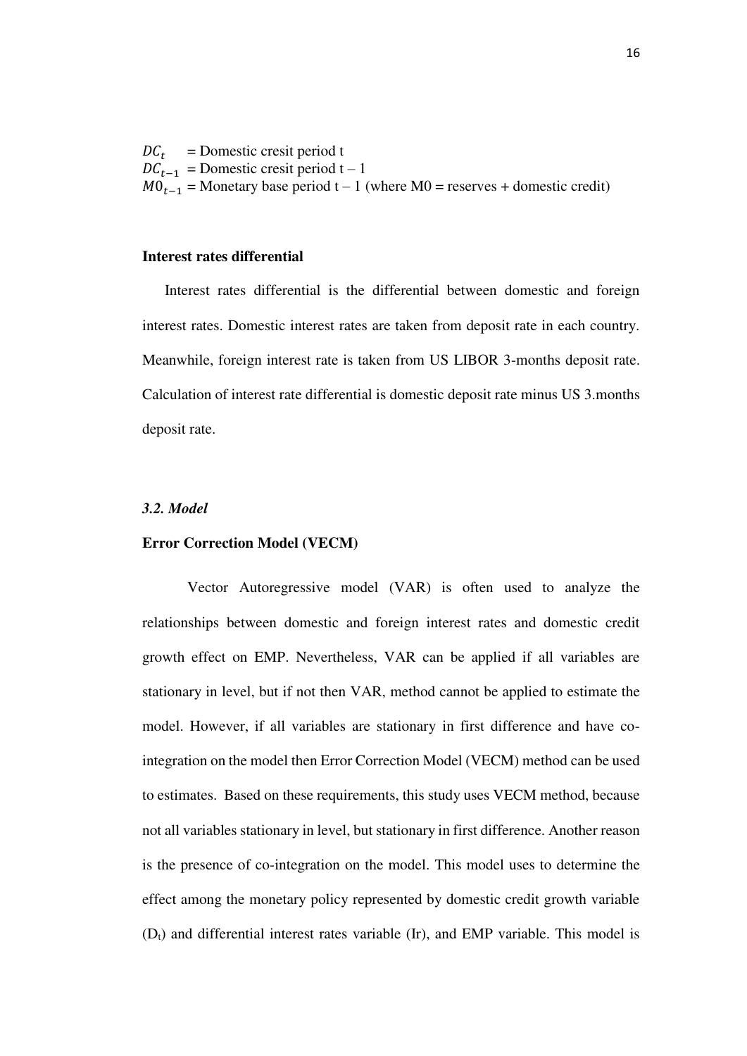$DC_t$ = Domestic cresit period t
$DC_{t-1}$ = Domestic cresit period t – 1
$M0_{t-1}$ = Monetary base period t – 1 (where M0 = reserves + domestic credit)

**Interest rates differential**

Interest rates differential is the differential between domestic and foreign interest rates. Domestic interest rates are taken from deposit rate in each country. Meanwhile, foreign interest rate is taken from US LIBOR 3-months deposit rate. Calculation of interest rate differential is domestic deposit rate minus US 3.months deposit rate.

### *3.2. Model*

**Error Correction Model (VECM)**

Vector Autoregressive model (VAR) is often used to analyze the relationships between domestic and foreign interest rates and domestic credit growth effect on EMP. Nevertheless, VAR can be applied if all variables are stationary in level, but if not then VAR, method cannot be applied to estimate the model. However, if all variables are stationary in first difference and have co-integration on the model then Error Correction Model (VECM) method can be used to estimates. Based on these requirements, this study uses VECM method, because not all variables stationary in level, but stationary in first difference. Another reason is the presence of co-integration on the model. This model uses to determine the effect among the monetary policy represented by domestic credit growth variable ($D_t$) and differential interest rates variable (Ir), and EMP variable. This model is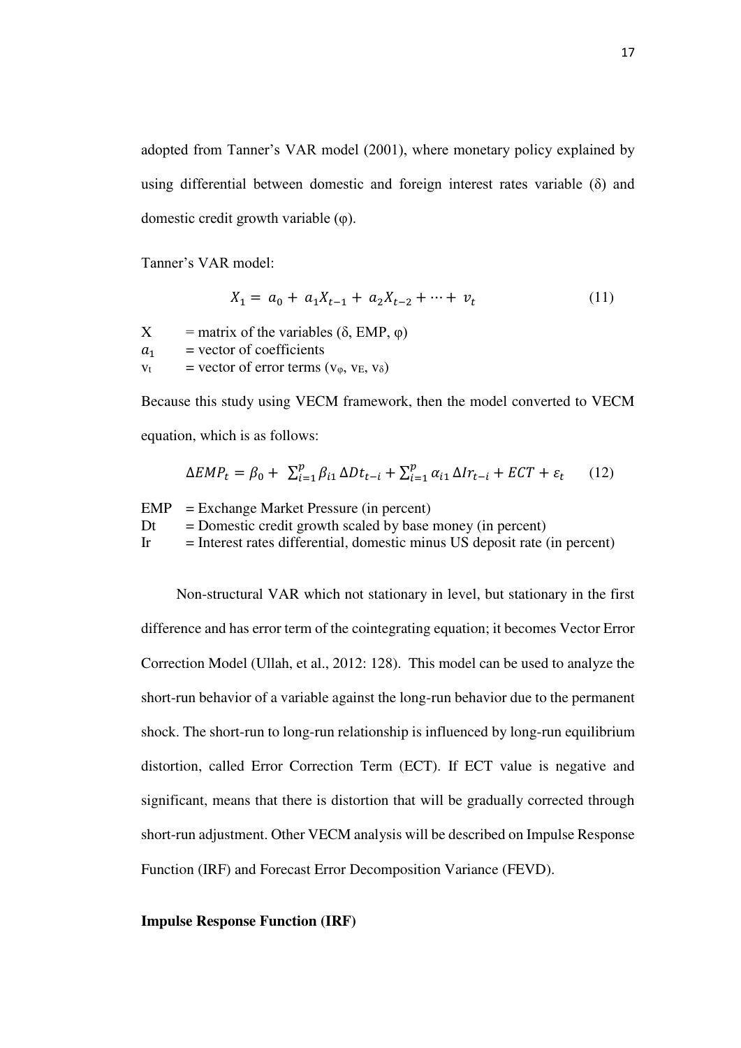adopted from Tanner's VAR model (2001), where monetary policy explained by using differential between domestic and foreign interest rates variable ($\delta$) and domestic credit growth variable ($\varphi$).

Tanner's VAR model:

$$X_1 = a_0 + a_1 X_{t-1} + a_2 X_{t-2} + \cdots + v_t \tag{11}$$

X = matrix of the variables ($\delta$, EMP, $\varphi$)
$a_1$ = vector of coefficients
$v_t$ = vector of error terms ($v_\varphi$, $v_E$, $v_\delta$)

Because this study using VECM framework, then the model converted to VECM equation, which is as follows:

$$\Delta EMP_t = \beta_0 + \sum_{i=1}^{p} \beta_{i1} \Delta Dt_{t-i} + \sum_{i=1}^{p} \alpha_{i1} \Delta Ir_{t-i} + ECT + \varepsilon_t \tag{12}$$

EMP = Exchange Market Pressure (in percent)
Dt = Domestic credit growth scaled by base money (in percent)
Ir = Interest rates differential, domestic minus US deposit rate (in percent)

Non-structural VAR which not stationary in level, but stationary in the first difference and has error term of the cointegrating equation; it becomes Vector Error Correction Model (Ullah, et al., 2012: 128). This model can be used to analyze the short-run behavior of a variable against the long-run behavior due to the permanent shock. The short-run to long-run relationship is influenced by long-run equilibrium distortion, called Error Correction Term (ECT). If ECT value is negative and significant, means that there is distortion that will be gradually corrected through short-run adjustment. Other VECM analysis will be described on Impulse Response Function (IRF) and Forecast Error Decomposition Variance (FEVD).

**Impulse Response Function (IRF)**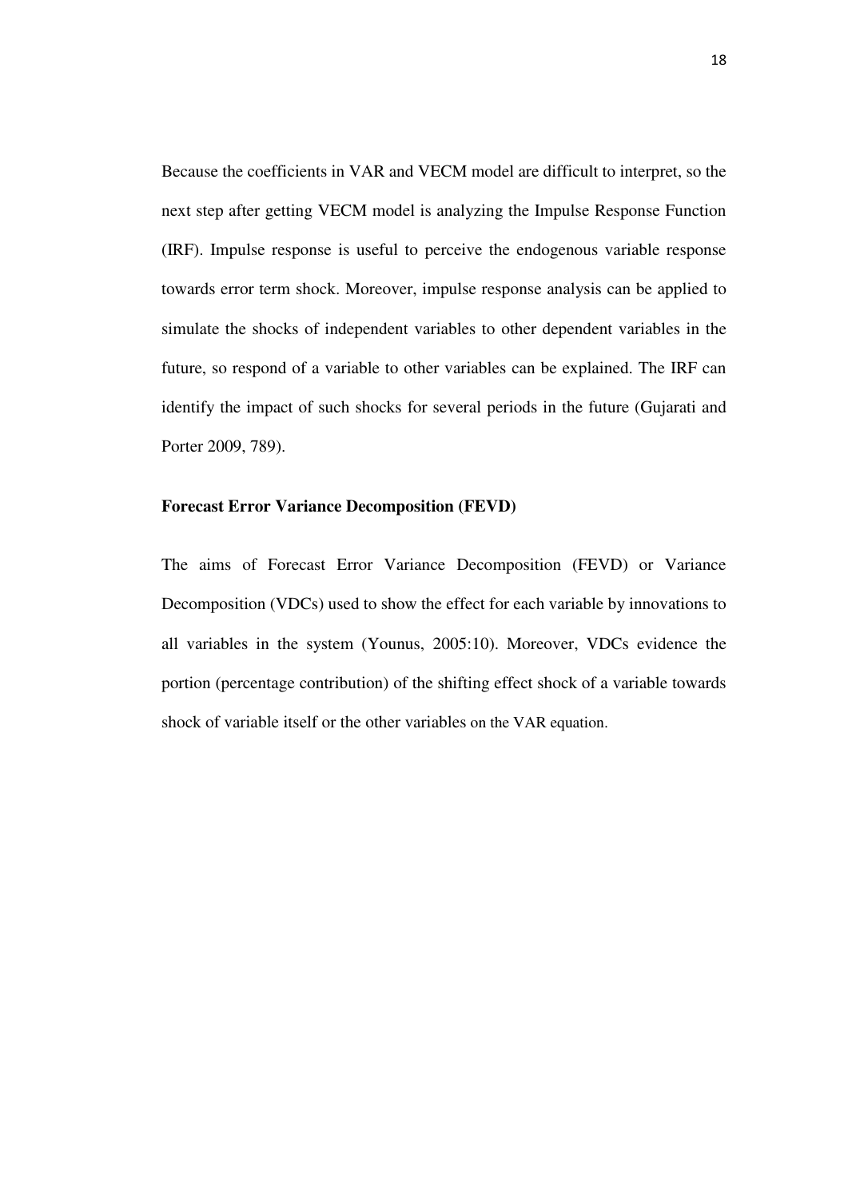Because the coefficients in VAR and VECM model are difficult to interpret, so the next step after getting VECM model is analyzing the Impulse Response Function (IRF). Impulse response is useful to perceive the endogenous variable response towards error term shock. Moreover, impulse response analysis can be applied to simulate the shocks of independent variables to other dependent variables in the future, so respond of a variable to other variables can be explained. The IRF can identify the impact of such shocks for several periods in the future (Gujarati and Porter 2009, 789).

**Forecast Error Variance Decomposition (FEVD)**

The aims of Forecast Error Variance Decomposition (FEVD) or Variance Decomposition (VDCs) used to show the effect for each variable by innovations to all variables in the system (Younus, 2005:10). Moreover, VDCs evidence the portion (percentage contribution) of the shifting effect shock of a variable towards shock of variable itself or the other variables on the VAR equation.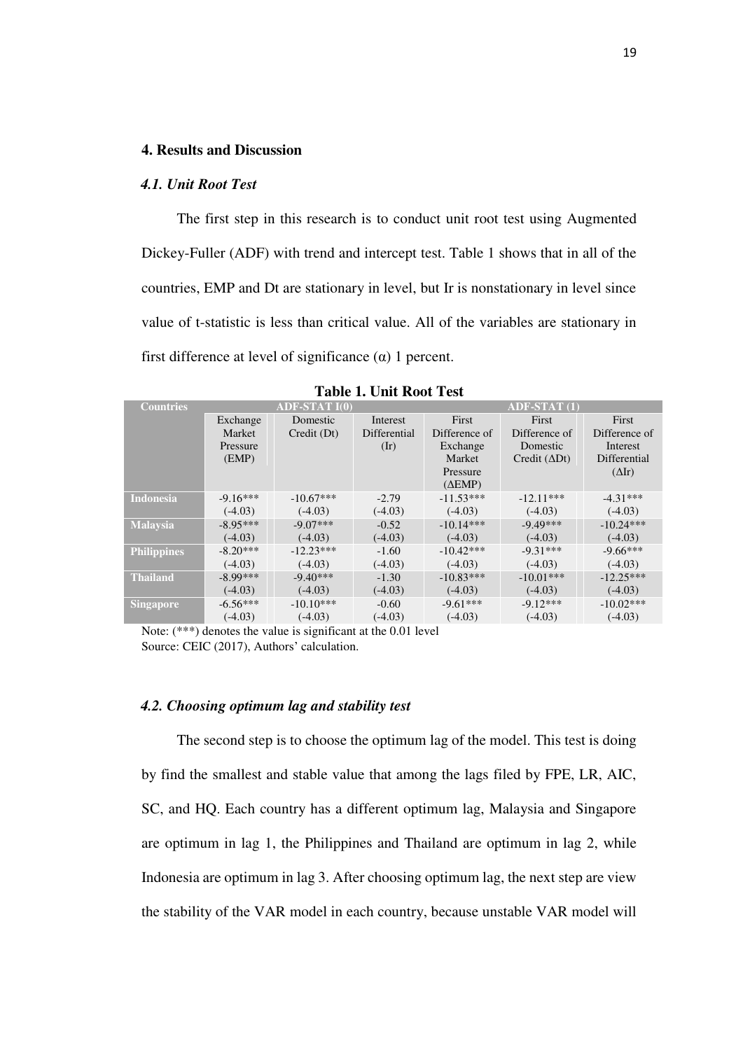## 4. Results and Discussion

### *4.1. Unit Root Test*

The first step in this research is to conduct unit root test using Augmented Dickey-Fuller (ADF) with trend and intercept test. Table 1 shows that in all of the countries, EMP and Dt are stationary in level, but Ir is nonstationary in level since value of t-statistic is less than critical value. All of the variables are stationary in first difference at level of significance (α) 1 percent.

**Table 1. Unit Root Test**

| Countries | ADF-STAT I(0) | | | ADF-STAT (1) | | |
|---|---|---|---|---|---|---|
| | Exchange Market Pressure (EMP) | Domestic Credit (Dt) | Interest Differential (Ir) | First Difference of Exchange Market Pressure (ΔEMP) | First Difference of Domestic Credit (ΔDt) | First Difference of Interest Differential (ΔIr) |
| **Indonesia** | -9.16*** (-4.03) | -10.67*** (-4.03) | -2.79 (-4.03) | -11.53*** (-4.03) | -12.11*** (-4.03) | -4.31*** (-4.03) |
| **Malaysia** | -8.95*** (-4.03) | -9.07*** (-4.03) | -0.52 (-4.03) | -10.14*** (-4.03) | -9.49*** (-4.03) | -10.24*** (-4.03) |
| **Philippines** | -8.20*** (-4.03) | -12.23*** (-4.03) | -1.60 (-4.03) | -10.42*** (-4.03) | -9.31*** (-4.03) | -9.66*** (-4.03) |
| **Thailand** | -8.99*** (-4.03) | -9.40*** (-4.03) | -1.30 (-4.03) | -10.83*** (-4.03) | -10.01*** (-4.03) | -12.25*** (-4.03) |
| **Singapore** | -6.56*** (-4.03) | -10.10*** (-4.03) | -0.60 (-4.03) | -9.61*** (-4.03) | -9.12*** (-4.03) | -10.02*** (-4.03) |

Note: (***) denotes the value is significant at the 0.01 level
Source: CEIC (2017), Authors' calculation.

### *4.2. Choosing optimum lag and stability test*

The second step is to choose the optimum lag of the model. This test is doing by find the smallest and stable value that among the lags filed by FPE, LR, AIC, SC, and HQ. Each country has a different optimum lag, Malaysia and Singapore are optimum in lag 1, the Philippines and Thailand are optimum in lag 2, while Indonesia are optimum in lag 3. After choosing optimum lag, the next step are view the stability of the VAR model in each country, because unstable VAR model will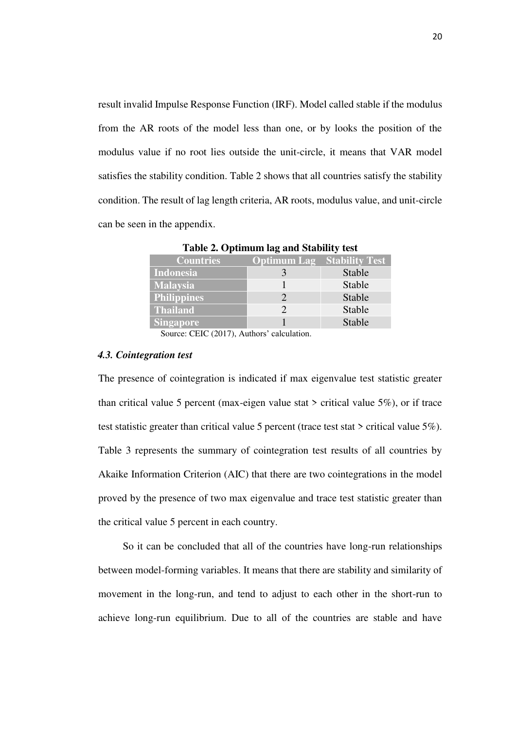result invalid Impulse Response Function (IRF). Model called stable if the modulus from the AR roots of the model less than one, or by looks the position of the modulus value if no root lies outside the unit-circle, it means that VAR model satisfies the stability condition. Table 2 shows that all countries satisfy the stability condition. The result of lag length criteria, AR roots, modulus value, and unit-circle can be seen in the appendix.

**Table 2. Optimum lag and Stability test**

| Countries | Optimum Lag | Stability Test |
|---|---|---|
| **Indonesia** | 3 | Stable |
| **Malaysia** | 1 | Stable |
| **Philippines** | 2 | Stable |
| **Thailand** | 2 | Stable |
| **Singapore** | 1 | Stable |

Source: CEIC (2017), Authors' calculation.

### *4.3. Cointegration test*

The presence of cointegration is indicated if max eigenvalue test statistic greater than critical value 5 percent (max-eigen value stat > critical value 5%), or if trace test statistic greater than critical value 5 percent (trace test stat > critical value 5%). Table 3 represents the summary of cointegration test results of all countries by Akaike Information Criterion (AIC) that there are two cointegrations in the model proved by the presence of two max eigenvalue and trace test statistic greater than the critical value 5 percent in each country.

So it can be concluded that all of the countries have long-run relationships between model-forming variables. It means that there are stability and similarity of movement in the long-run, and tend to adjust to each other in the short-run to achieve long-run equilibrium. Due to all of the countries are stable and have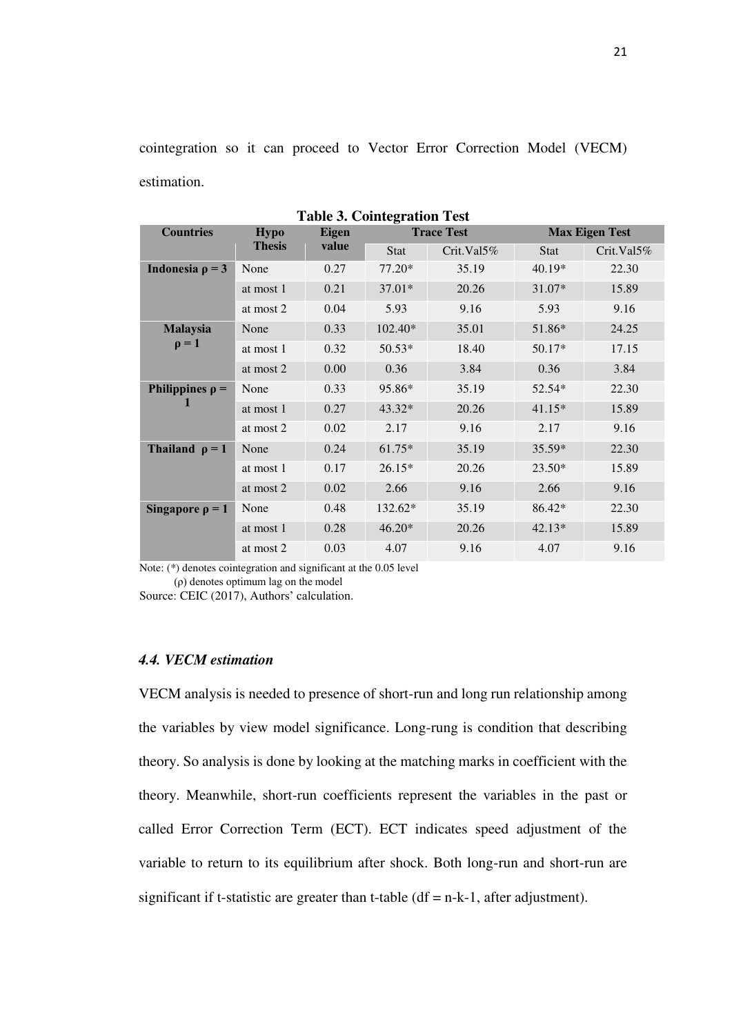cointegration so it can proceed to Vector Error Correction Model (VECM) estimation.

**Table 3. Cointegration Test**

| Countries | Hypo Thesis | Eigen value | Trace Test | | Max Eigen Test | |
|---|---|---|---|---|---|---|
| | | | Stat | Crit.Val5% | Stat | Crit.Val5% |
| **Indonesia ρ = 3** | None | 0.27 | 77.20* | 35.19 | 40.19* | 22.30 |
| | at most 1 | 0.21 | 37.01* | 20.26 | 31.07* | 15.89 |
| | at most 2 | 0.04 | 5.93 | 9.16 | 5.93 | 9.16 |
| **Malaysia ρ = 1** | None | 0.33 | 102.40* | 35.01 | 51.86* | 24.25 |
| | at most 1 | 0.32 | 50.53* | 18.40 | 50.17* | 17.15 |
| | at most 2 | 0.00 | 0.36 | 3.84 | 0.36 | 3.84 |
| **Philippines ρ = 1** | None | 0.33 | 95.86* | 35.19 | 52.54* | 22.30 |
| | at most 1 | 0.27 | 43.32* | 20.26 | 41.15* | 15.89 |
| | at most 2 | 0.02 | 2.17 | 9.16 | 2.17 | 9.16 |
| **Thailand ρ = 1** | None | 0.24 | 61.75* | 35.19 | 35.59* | 22.30 |
| | at most 1 | 0.17 | 26.15* | 20.26 | 23.50* | 15.89 |
| | at most 2 | 0.02 | 2.66 | 9.16 | 2.66 | 9.16 |
| **Singapore ρ = 1** | None | 0.48 | 132.62* | 35.19 | 86.42* | 22.30 |
| | at most 1 | 0.28 | 46.20* | 20.26 | 42.13* | 15.89 |
| | at most 2 | 0.03 | 4.07 | 9.16 | 4.07 | 9.16 |

Note: (*) denotes cointegration and significant at the 0.05 level
(ρ) denotes optimum lag on the model
Source: CEIC (2017), Authors' calculation.

### *4.4. VECM estimation*

VECM analysis is needed to presence of short-run and long run relationship among the variables by view model significance. Long-rung is condition that describing theory. So analysis is done by looking at the matching marks in coefficient with the theory. Meanwhile, short-run coefficients represent the variables in the past or called Error Correction Term (ECT). ECT indicates speed adjustment of the variable to return to its equilibrium after shock. Both long-run and short-run are significant if t-statistic are greater than t-table (df = n-k-1, after adjustment).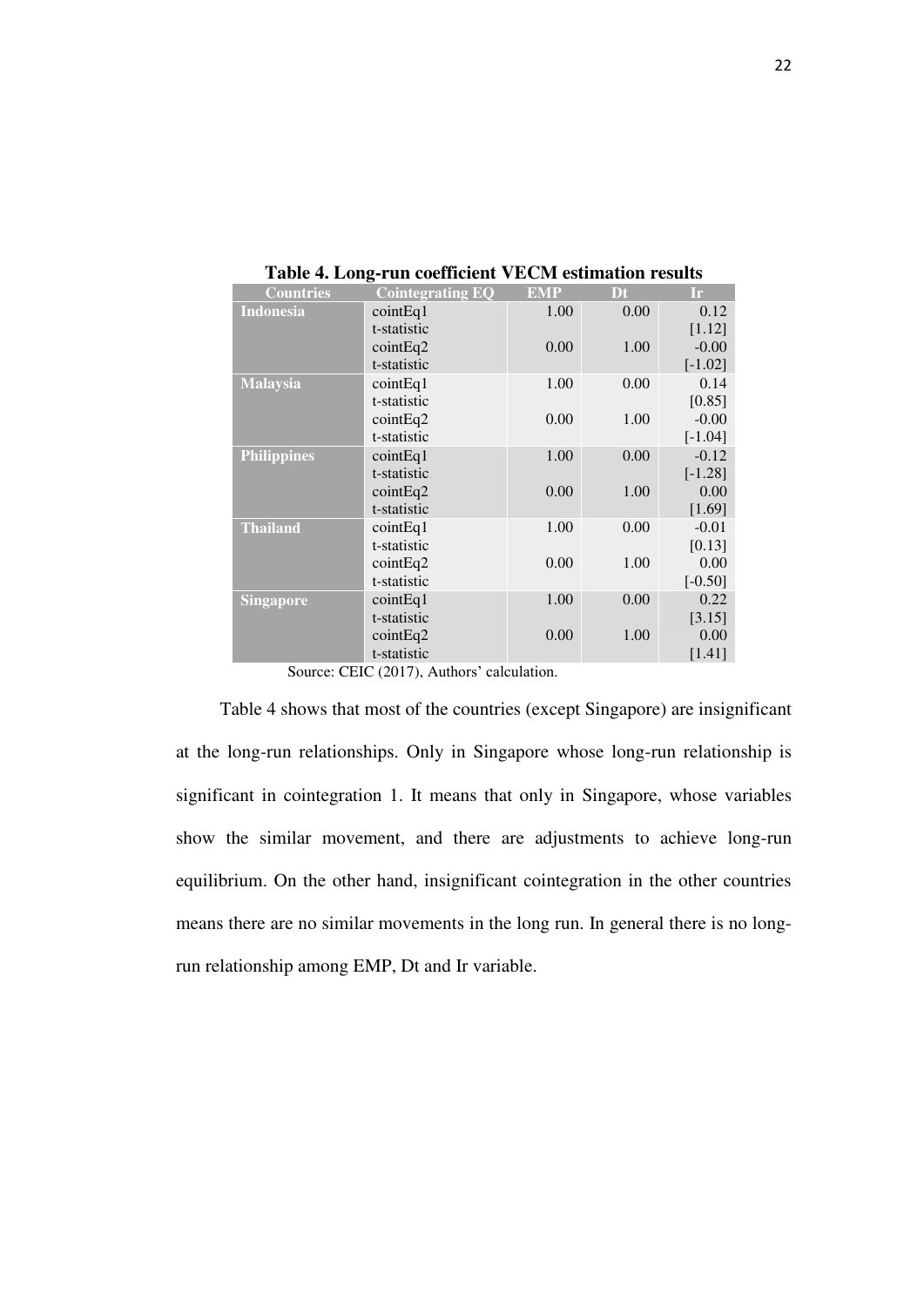**Table 4. Long-run coefficient VECM estimation results**

| Countries | Cointegrating EQ | EMP | Dt | Ir |
|---|---|---|---|---|
| **Indonesia** | cointEq1 | 1.00 | 0.00 | 0.12 |
| | t-statistic | | | [1.12] |
| | cointEq2 | 0.00 | 1.00 | -0.00 |
| | t-statistic | | | [-1.02] |
| **Malaysia** | cointEq1 | 1.00 | 0.00 | 0.14 |
| | t-statistic | | | [0.85] |
| | cointEq2 | 0.00 | 1.00 | -0.00 |
| | t-statistic | | | [-1.04] |
| **Philippines** | cointEq1 | 1.00 | 0.00 | -0.12 |
| | t-statistic | | | [-1.28] |
| | cointEq2 | 0.00 | 1.00 | 0.00 |
| | t-statistic | | | [1.69] |
| **Thailand** | cointEq1 | 1.00 | 0.00 | -0.01 |
| | t-statistic | | | [0.13] |
| | cointEq2 | 0.00 | 1.00 | 0.00 |
| | t-statistic | | | [-0.50] |
| **Singapore** | cointEq1 | 1.00 | 0.00 | 0.22 |
| | t-statistic | | | [3.15] |
| | cointEq2 | 0.00 | 1.00 | 0.00 |
| | t-statistic | | | [1.41] |

Source: CEIC (2017), Authors' calculation.

Table 4 shows that most of the countries (except Singapore) are insignificant at the long-run relationships. Only in Singapore whose long-run relationship is significant in cointegration 1. It means that only in Singapore, whose variables show the similar movement, and there are adjustments to achieve long-run equilibrium. On the other hand, insignificant cointegration in the other countries means there are no similar movements in the long run. In general there is no long-run relationship among EMP, Dt and Ir variable.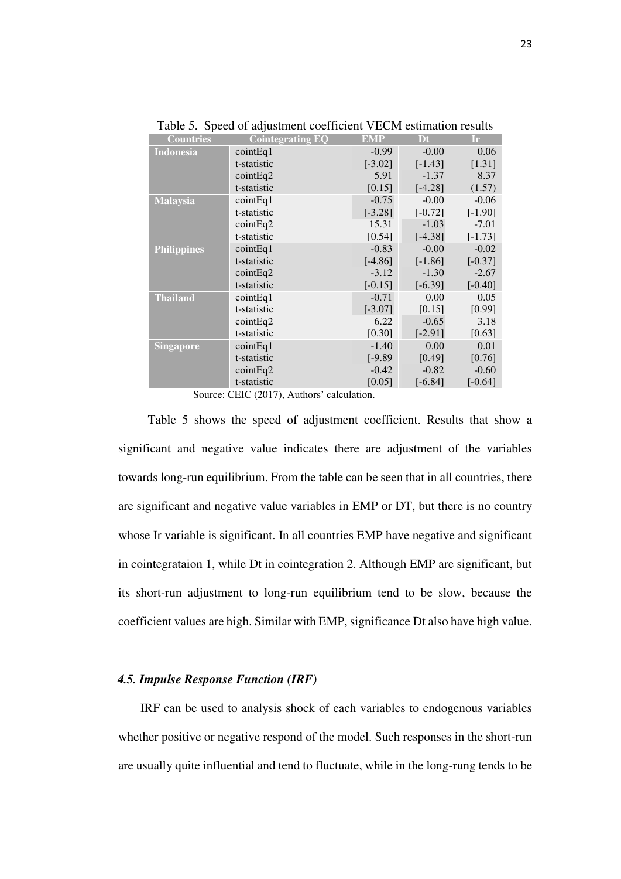Table 5. Speed of adjustment coefficient VECM estimation results

| Countries | Cointegrating EQ | EMP | Dt | Ir |
|---|---|---|---|---|
| **Indonesia** | cointEq1 | -0.99 | -0.00 | 0.06 |
| | t-statistic | [-3.02] | [-1.43] | [1.31] |
| | cointEq2 | 5.91 | -1.37 | 8.37 |
| | t-statistic | [0.15] | [-4.28] | (1.57) |
| **Malaysia** | cointEq1 | -0.75 | -0.00 | -0.06 |
| | t-statistic | [-3.28] | [-0.72] | [-1.90] |
| | cointEq2 | 15.31 | -1.03 | -7.01 |
| | t-statistic | [0.54] | [-4.38] | [-1.73] |
| **Philippines** | cointEq1 | -0.83 | -0.00 | -0.02 |
| | t-statistic | [-4.86] | [-1.86] | [-0.37] |
| | cointEq2 | -3.12 | -1.30 | -2.67 |
| | t-statistic | [-0.15] | [-6.39] | [-0.40] |
| **Thailand** | cointEq1 | -0.71 | 0.00 | 0.05 |
| | t-statistic | [-3.07] | [0.15] | [0.99] |
| | cointEq2 | 6.22 | -0.65 | 3.18 |
| | t-statistic | [0.30] | [-2.91] | [0.63] |
| **Singapore** | cointEq1 | -1.40 | 0.00 | 0.01 |
| | t-statistic | [-9.89 | [0.49] | [0.76] |
| | cointEq2 | -0.42 | -0.82 | -0.60 |
| | t-statistic | [0.05] | [-6.84] | [-0.64] |

Source: CEIC (2017), Authors' calculation.

Table 5 shows the speed of adjustment coefficient. Results that show a significant and negative value indicates there are adjustment of the variables towards long-run equilibrium. From the table can be seen that in all countries, there are significant and negative value variables in EMP or DT, but there is no country whose Ir variable is significant. In all countries EMP have negative and significant in cointegrataion 1, while Dt in cointegration 2. Although EMP are significant, but its short-run adjustment to long-run equilibrium tend to be slow, because the coefficient values are high. Similar with EMP, significance Dt also have high value.

### *4.5. Impulse Response Function (IRF)*

IRF can be used to analysis shock of each variables to endogenous variables whether positive or negative respond of the model. Such responses in the short-run are usually quite influential and tend to fluctuate, while in the long-rung tends to be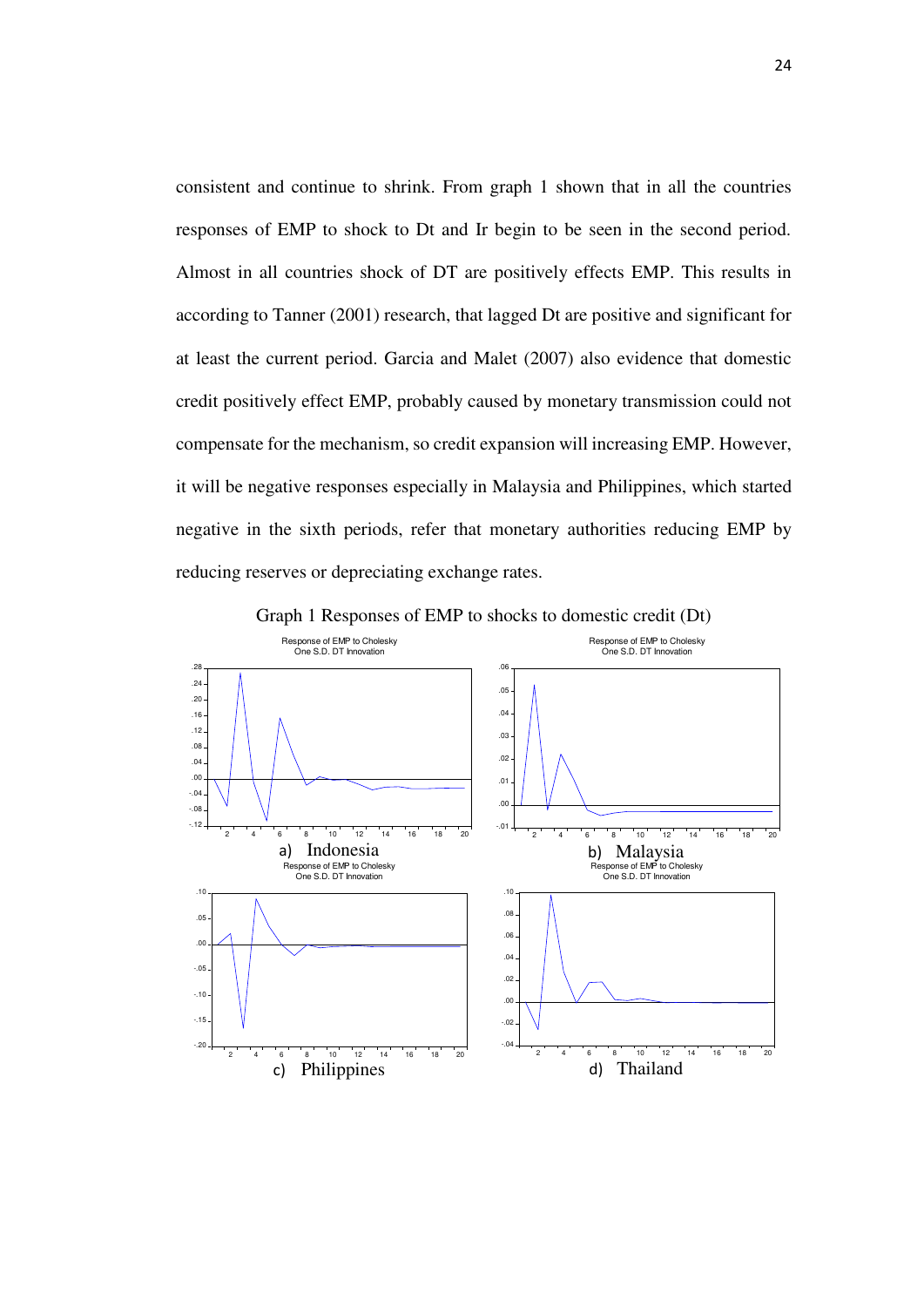consistent and continue to shrink. From graph 1 shown that in all the countries responses of EMP to shock to Dt and Ir begin to be seen in the second period. Almost in all countries shock of DT are positively effects EMP. This results in according to Tanner (2001) research, that lagged Dt are positive and significant for at least the current period. Garcia and Malet (2007) also evidence that domestic credit positively effect EMP, probably caused by monetary transmission could not compensate for the mechanism, so credit expansion will increasing EMP. However, it will be negative responses especially in Malaysia and Philippines, which started negative in the sixth periods, refer that monetary authorities reducing EMP by reducing reserves or depreciating exchange rates.

Graph 1 Responses of EMP to shocks to domestic credit (Dt)

Response of EMP to Cholesky One S.D. DT Innovation

a) Indonesia

Response of EMP to Cholesky One S.D. DT Innovation

b) Malaysia

Response of EMP to Cholesky One S.D. DT Innovation

c) Philippines

Response of EMP to Cholesky One S.D. DT Innovation

d) Thailand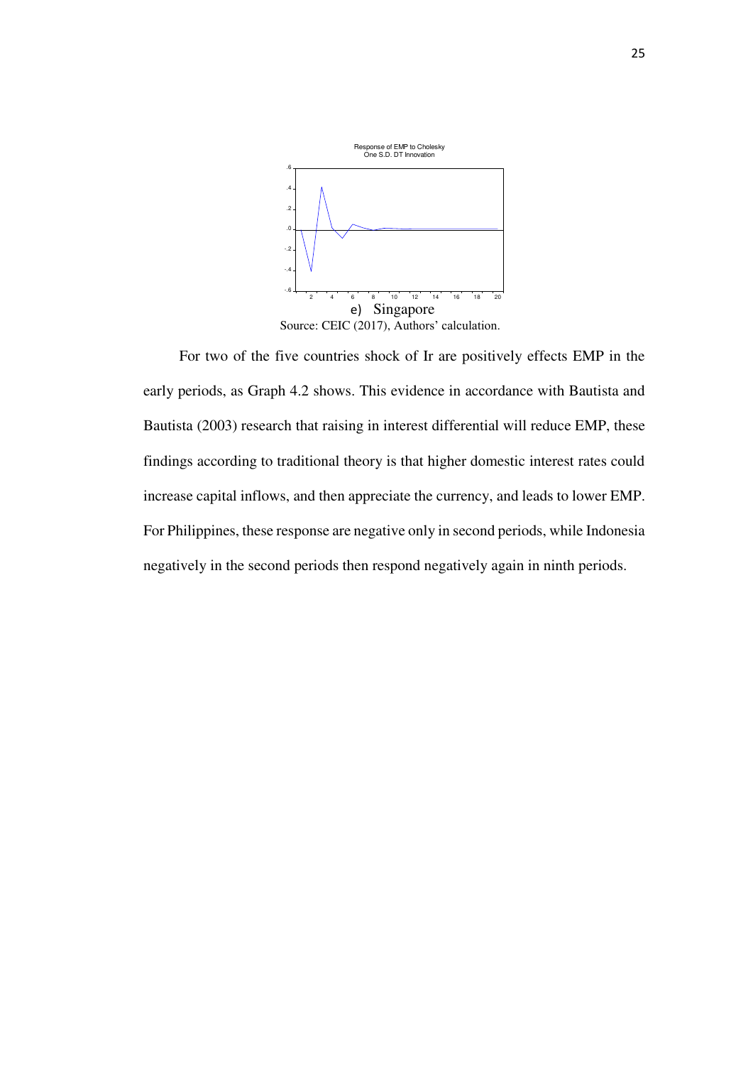Response of EMP to Cholesky One S.D. DT Innovation

e) Singapore

Source: CEIC (2017), Authors' calculation.

For two of the five countries shock of Ir are positively effects EMP in the early periods, as Graph 4.2 shows. This evidence in accordance with Bautista and Bautista (2003) research that raising in interest differential will reduce EMP, these findings according to traditional theory is that higher domestic interest rates could increase capital inflows, and then appreciate the currency, and leads to lower EMP. For Philippines, these response are negative only in second periods, while Indonesia negatively in the second periods then respond negatively again in ninth periods.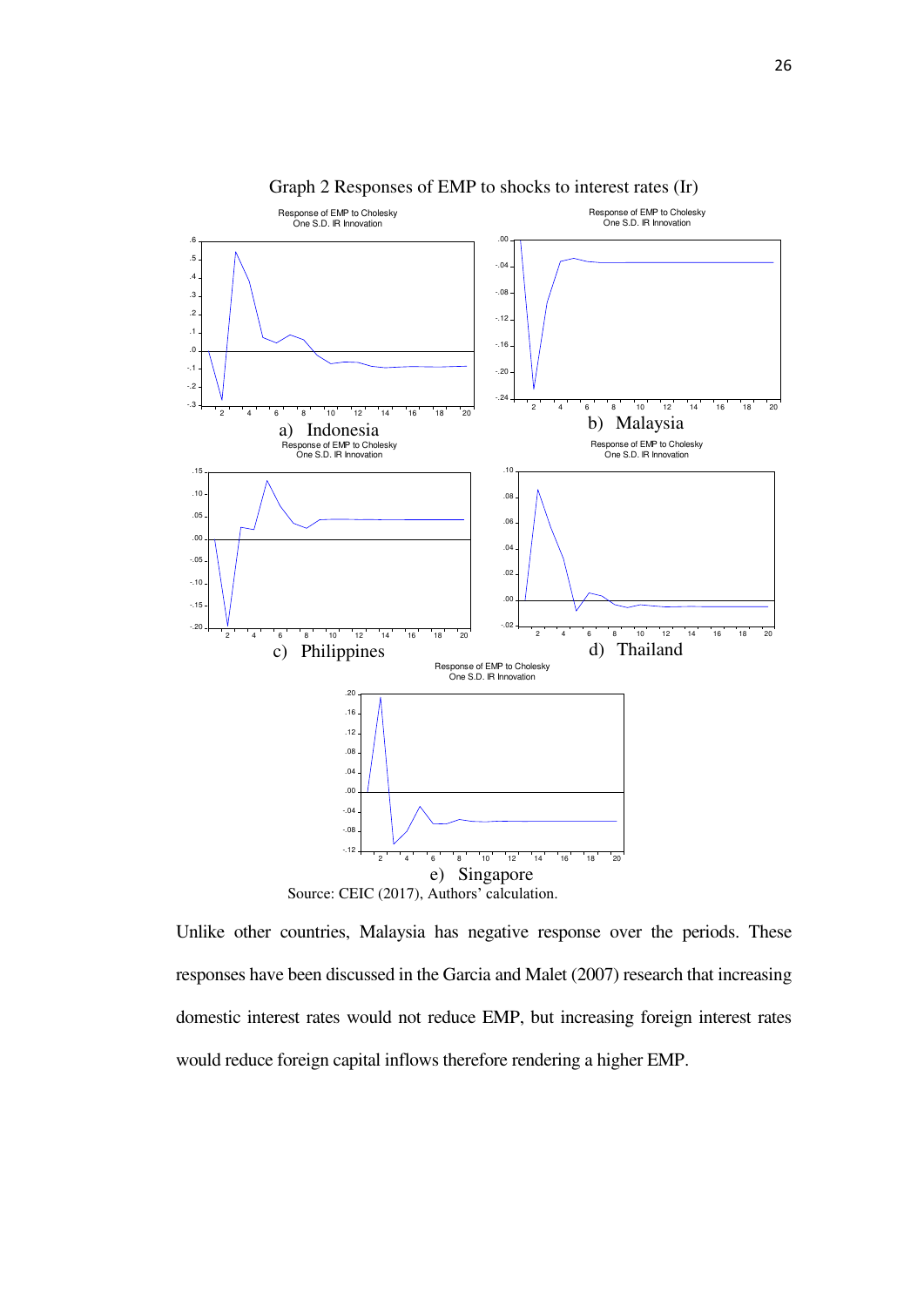Graph 2 Responses of EMP to shocks to interest rates (Ir)

Response of EMP to Cholesky One S.D. IR Innovation

a) Indonesia

Response of EMP to Cholesky One S.D. IR Innovation

b) Malaysia

Response of EMP to Cholesky One S.D. IR Innovation

c) Philippines

Response of EMP to Cholesky One S.D. IR Innovation

d) Thailand

Response of EMP to Cholesky One S.D. IR Innovation

e) Singapore

Source: CEIC (2017), Authors' calculation.

Unlike other countries, Malaysia has negative response over the periods. These responses have been discussed in the Garcia and Malet (2007) research that increasing domestic interest rates would not reduce EMP, but increasing foreign interest rates would reduce foreign capital inflows therefore rendering a higher EMP.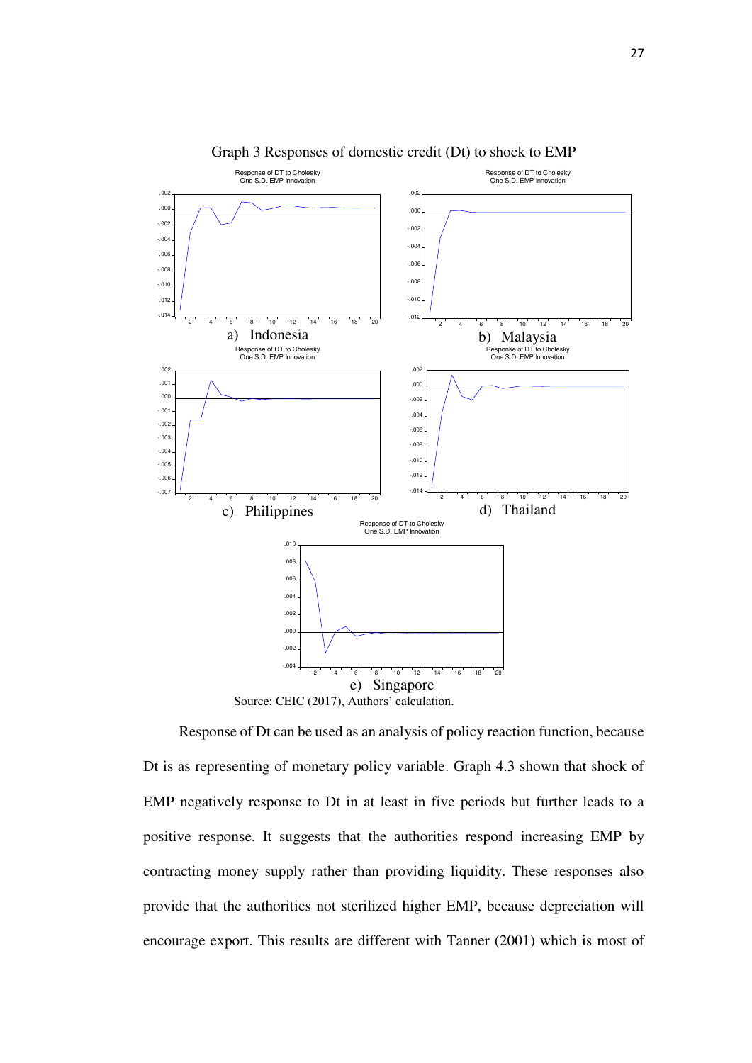Graph 3 Responses of domestic credit (Dt) to shock to EMP

a) Indonesia

b) Malaysia

c) Philippines

d) Thailand

e) Singapore

Source: CEIC (2017), Authors' calculation.

Response of Dt can be used as an analysis of policy reaction function, because Dt is as representing of monetary policy variable. Graph 4.3 shown that shock of EMP negatively response to Dt in at least in five periods but further leads to a positive response. It suggests that the authorities respond increasing EMP by contracting money supply rather than providing liquidity. These responses also provide that the authorities not sterilized higher EMP, because depreciation will encourage export. This results are different with Tanner (2001) which is most of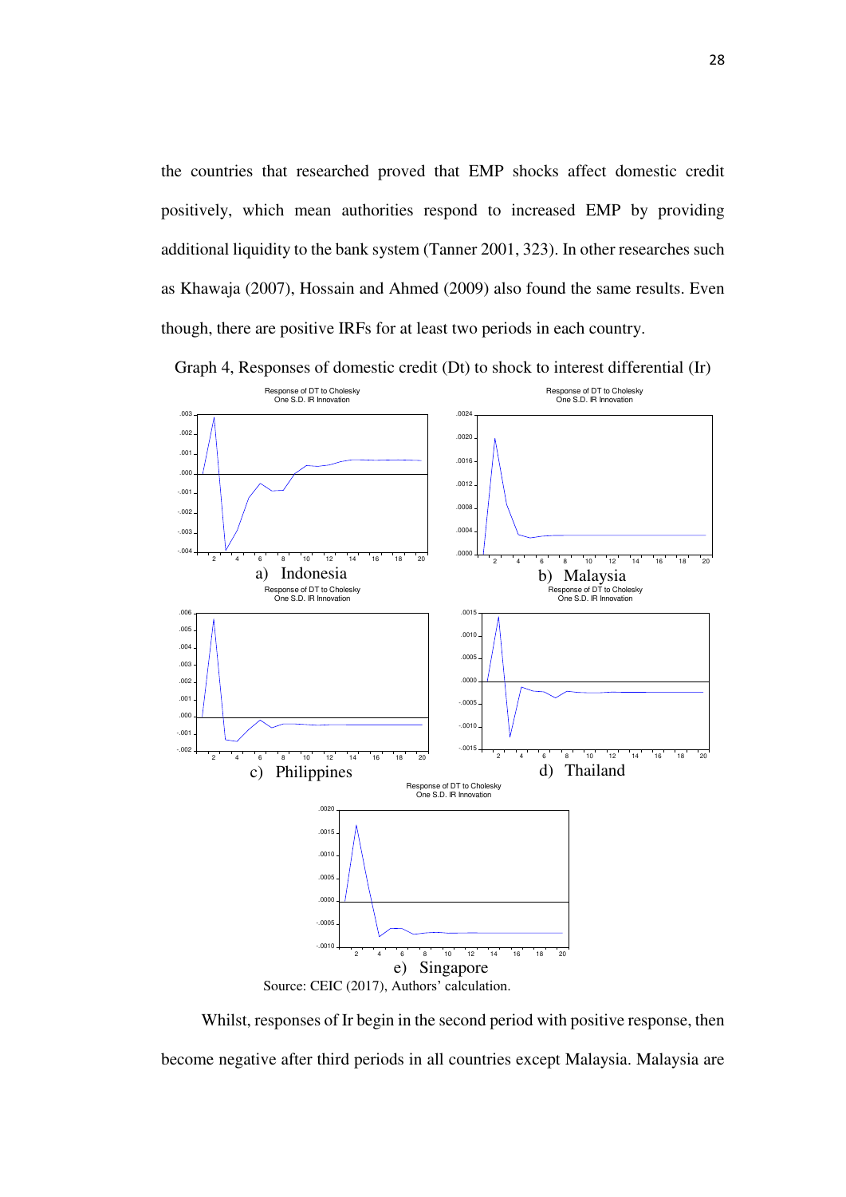the countries that researched proved that EMP shocks affect domestic credit positively, which mean authorities respond to increased EMP by providing additional liquidity to the bank system (Tanner 2001, 323). In other researches such as Khawaja (2007), Hossain and Ahmed (2009) also found the same results. Even though, there are positive IRFs for at least two periods in each country.

Graph 4, Responses of domestic credit (Dt) to shock to interest differential (Ir)

Response of DT to Cholesky One S.D. IR Innovation

a) Indonesia

Response of DT to Cholesky One S.D. IR Innovation

b) Malaysia

Response of DT to Cholesky One S.D. IR Innovation

c) Philippines

Response of DT to Cholesky One S.D. IR Innovation

d) Thailand

Response of DT to Cholesky One S.D. IR Innovation

e) Singapore

Source: CEIC (2017), Authors' calculation.

Whilst, responses of Ir begin in the second period with positive response, then become negative after third periods in all countries except Malaysia. Malaysia are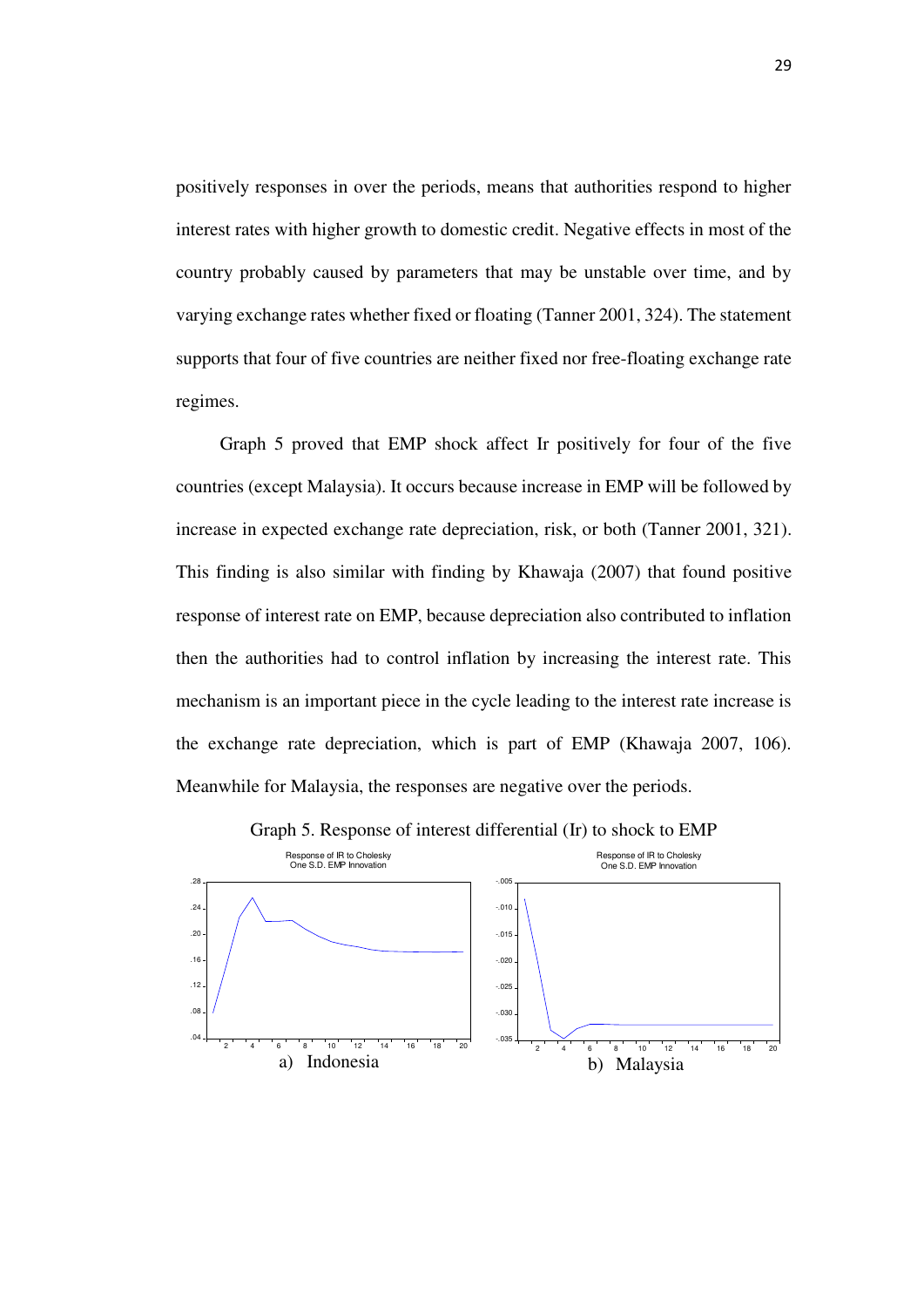positively responses in over the periods, means that authorities respond to higher interest rates with higher growth to domestic credit. Negative effects in most of the country probably caused by parameters that may be unstable over time, and by varying exchange rates whether fixed or floating (Tanner 2001, 324). The statement supports that four of five countries are neither fixed nor free-floating exchange rate regimes.

Graph 5 proved that EMP shock affect Ir positively for four of the five countries (except Malaysia). It occurs because increase in EMP will be followed by increase in expected exchange rate depreciation, risk, or both (Tanner 2001, 321). This finding is also similar with finding by Khawaja (2007) that found positive response of interest rate on EMP, because depreciation also contributed to inflation then the authorities had to control inflation by increasing the interest rate. This mechanism is an important piece in the cycle leading to the interest rate increase is the exchange rate depreciation, which is part of EMP (Khawaja 2007, 106). Meanwhile for Malaysia, the responses are negative over the periods.

Graph 5. Response of interest differential (Ir) to shock to EMP

a) Indonesia

b) Malaysia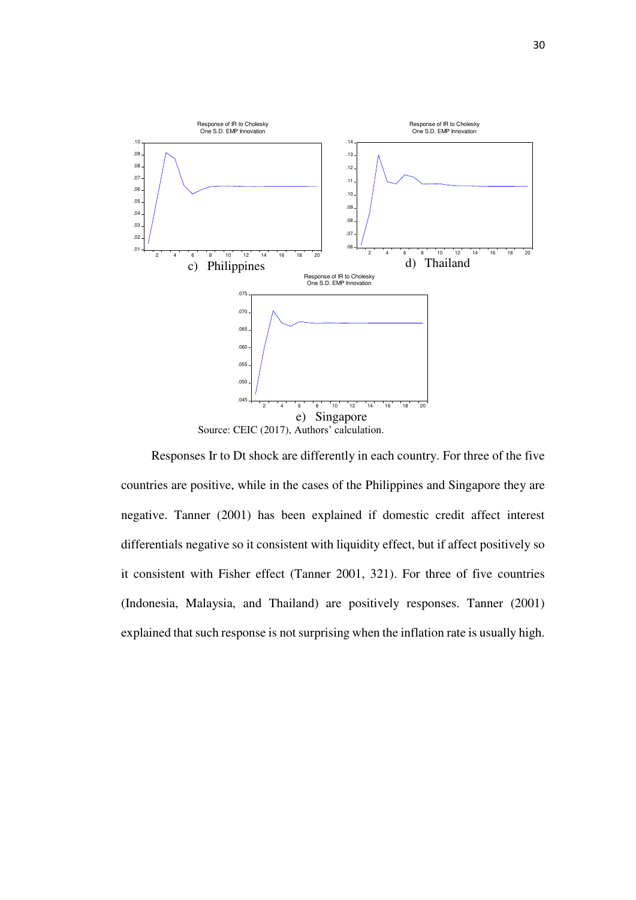Response of IR to Cholesky One S.D. EMP Innovation

c) Philippines

Response of IR to Cholesky One S.D. EMP Innovation

d) Thailand

Response of IR to Cholesky One S.D. EMP Innovation

e) Singapore

Source: CEIC (2017), Authors' calculation.

Responses Ir to Dt shock are differently in each country. For three of the five countries are positive, while in the cases of the Philippines and Singapore they are negative. Tanner (2001) has been explained if domestic credit affect interest differentials negative so it consistent with liquidity effect, but if affect positively so it consistent with Fisher effect (Tanner 2001, 321). For three of five countries (Indonesia, Malaysia, and Thailand) are positively responses. Tanner (2001) explained that such response is not surprising when the inflation rate is usually high.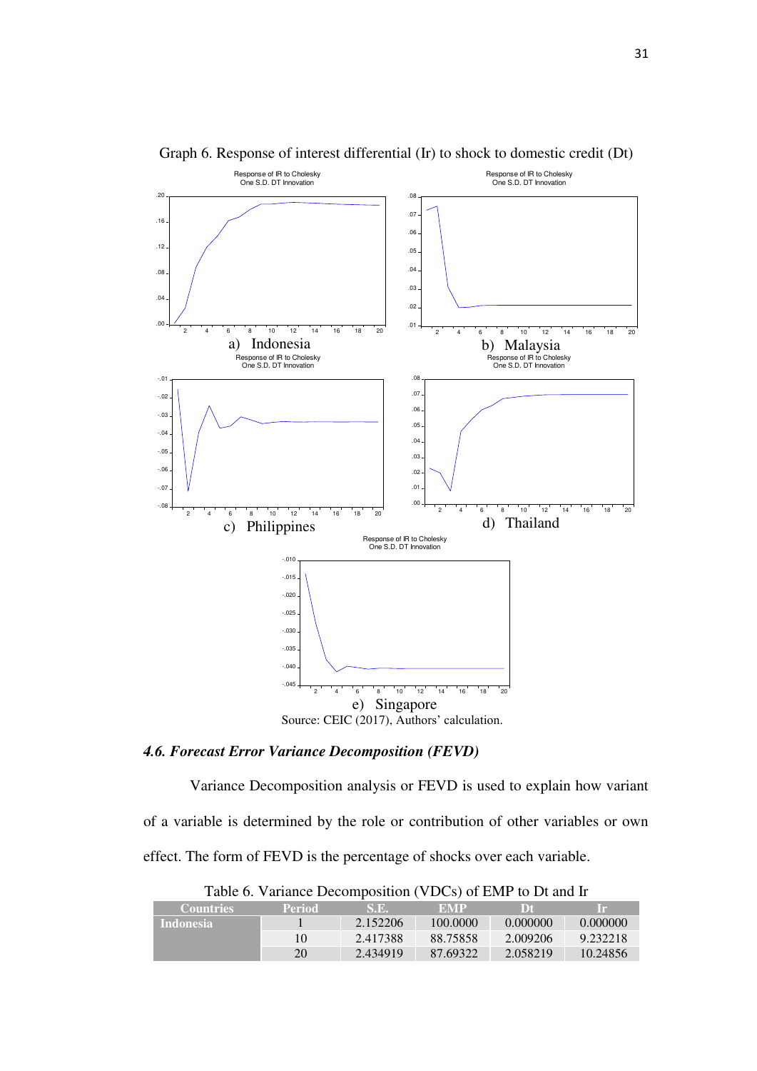Graph 6. Response of interest differential (Ir) to shock to domestic credit (Dt)

a) Indonesia

b) Malaysia

c) Philippines

d) Thailand

e) Singapore

Source: CEIC (2017), Authors' calculation.

### *4.6. Forecast Error Variance Decomposition (FEVD)*

Variance Decomposition analysis or FEVD is used to explain how variant of a variable is determined by the role or contribution of other variables or own effect. The form of FEVD is the percentage of shocks over each variable.

Table 6. Variance Decomposition (VDCs) of EMP to Dt and Ir

| Countries | Period | S.E. | EMP | Dt | Ir |
|---|---|---|---|---|---|
| Indonesia | 1 | 2.152206 | 100.0000 | 0.000000 | 0.000000 |
| | 10 | 2.417388 | 88.75858 | 2.009206 | 9.232218 |
| | 20 | 2.434919 | 87.69322 | 2.058219 | 10.24856 |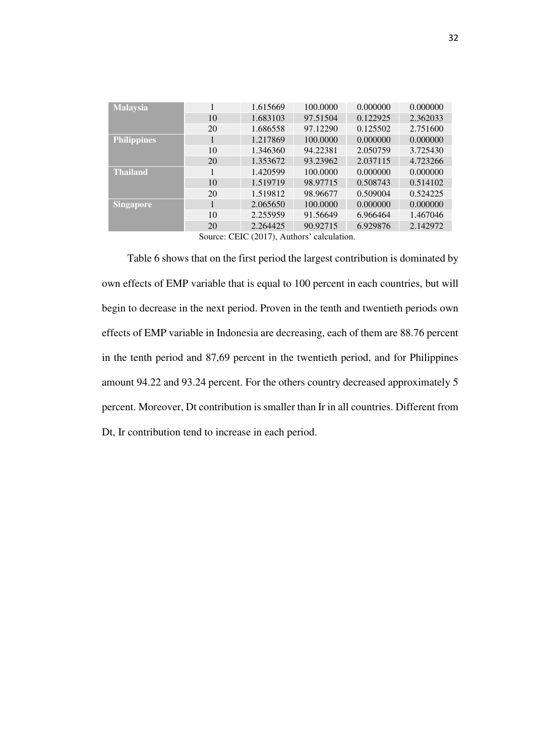| | | | | | |
|---|---|---|---|---|---|
| **Malaysia** | 1 | 1.615669 | 100.0000 | 0.000000 | 0.000000 |
| | 10 | 1.683103 | 97.51504 | 0.122925 | 2.362033 |
| | 20 | 1.686558 | 97.12290 | 0.125502 | 2.751600 |
| **Philippines** | 1 | 1.217869 | 100.0000 | 0.000000 | 0.000000 |
| | 10 | 1.346360 | 94.22381 | 2.050759 | 3.725430 |
| | 20 | 1.353672 | 93.23962 | 2.037115 | 4.723266 |
| **Thailand** | 1 | 1.420599 | 100.0000 | 0.000000 | 0.000000 |
| | 10 | 1.519719 | 98.97715 | 0.508743 | 0.514102 |
| | 20 | 1.519812 | 98.96677 | 0.509004 | 0.524225 |
| **Singapore** | 1 | 2.065650 | 100.0000 | 0.000000 | 0.000000 |
| | 10 | 2.255959 | 91.56649 | 6.966464 | 1.467046 |
| | 20 | 2.264425 | 90.92715 | 6.929876 | 2.142972 |

Source: CEIC (2017), Authors' calculation.

Table 6 shows that on the first period the largest contribution is dominated by own effects of EMP variable that is equal to 100 percent in each countries, but will begin to decrease in the next period. Proven in the tenth and twentieth periods own effects of EMP variable in Indonesia are decreasing, each of them are 88.76 percent in the tenth period and 87,69 percent in the twentieth period, and for Philippines amount 94.22 and 93.24 percent. For the others country decreased approximately 5 percent. Moreover, Dt contribution is smaller than Ir in all countries. Different from Dt, Ir contribution tend to increase in each period.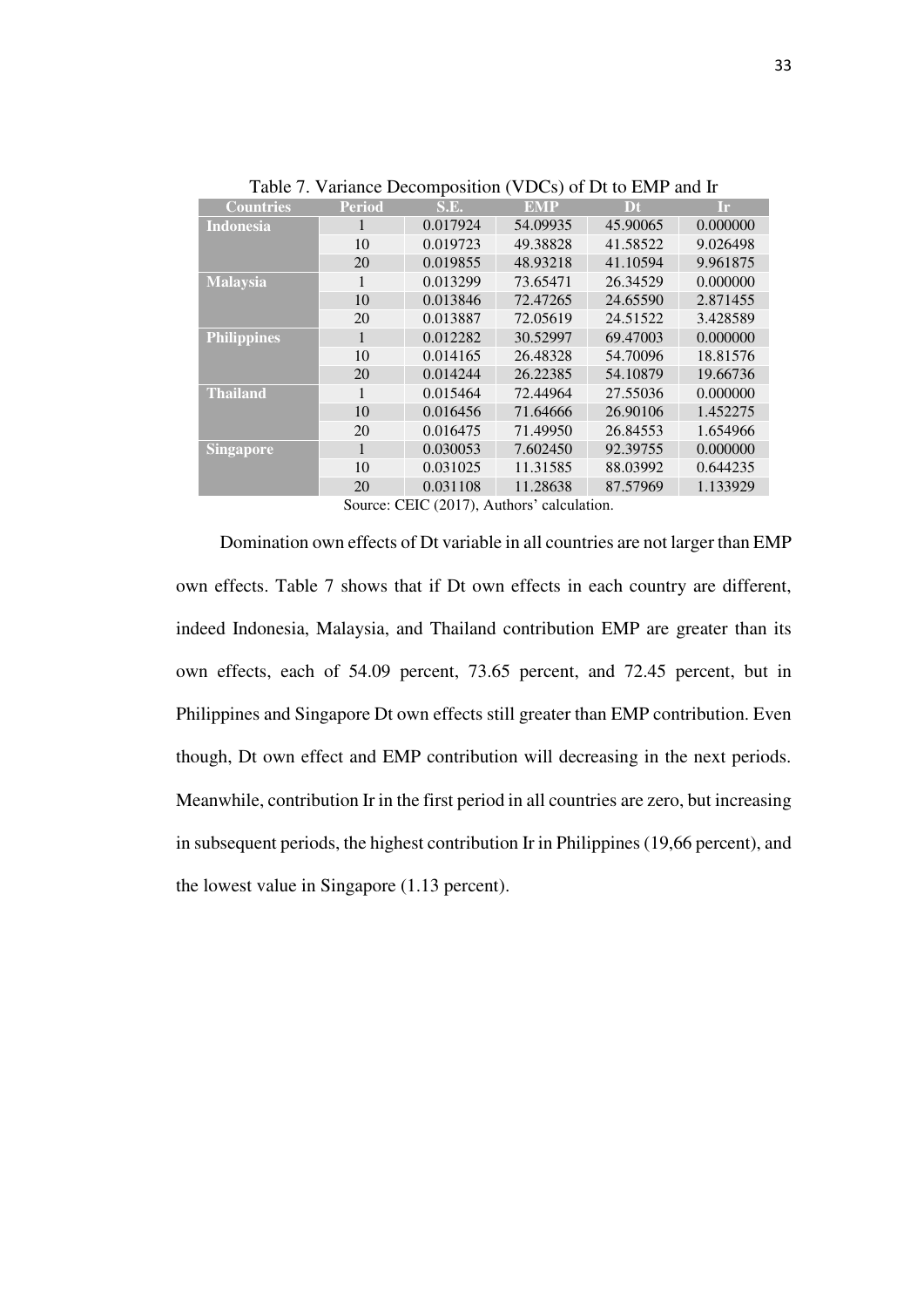Table 7. Variance Decomposition (VDCs) of Dt to EMP and Ir

| Countries | Period | S.E. | EMP | Dt | Ir |
|---|---|---|---|---|---|
| **Indonesia** | 1 | 0.017924 | 54.09935 | 45.90065 | 0.000000 |
| | 10 | 0.019723 | 49.38828 | 41.58522 | 9.026498 |
| | 20 | 0.019855 | 48.93218 | 41.10594 | 9.961875 |
| **Malaysia** | 1 | 0.013299 | 73.65471 | 26.34529 | 0.000000 |
| | 10 | 0.013846 | 72.47265 | 24.65590 | 2.871455 |
| | 20 | 0.013887 | 72.05619 | 24.51522 | 3.428589 |
| **Philippines** | 1 | 0.012282 | 30.52997 | 69.47003 | 0.000000 |
| | 10 | 0.014165 | 26.48328 | 54.70096 | 18.81576 |
| | 20 | 0.014244 | 26.22385 | 54.10879 | 19.66736 |
| **Thailand** | 1 | 0.015464 | 72.44964 | 27.55036 | 0.000000 |
| | 10 | 0.016456 | 71.64666 | 26.90106 | 1.452275 |
| | 20 | 0.016475 | 71.49950 | 26.84553 | 1.654966 |
| **Singapore** | 1 | 0.030053 | 7.602450 | 92.39755 | 0.000000 |
| | 10 | 0.031025 | 11.31585 | 88.03992 | 0.644235 |
| | 20 | 0.031108 | 11.28638 | 87.57969 | 1.133929 |

Source: CEIC (2017), Authors' calculation.

Domination own effects of Dt variable in all countries are not larger than EMP own effects. Table 7 shows that if Dt own effects in each country are different, indeed Indonesia, Malaysia, and Thailand contribution EMP are greater than its own effects, each of 54.09 percent, 73.65 percent, and 72.45 percent, but in Philippines and Singapore Dt own effects still greater than EMP contribution. Even though, Dt own effect and EMP contribution will decreasing in the next periods. Meanwhile, contribution Ir in the first period in all countries are zero, but increasing in subsequent periods, the highest contribution Ir in Philippines (19,66 percent), and the lowest value in Singapore (1.13 percent).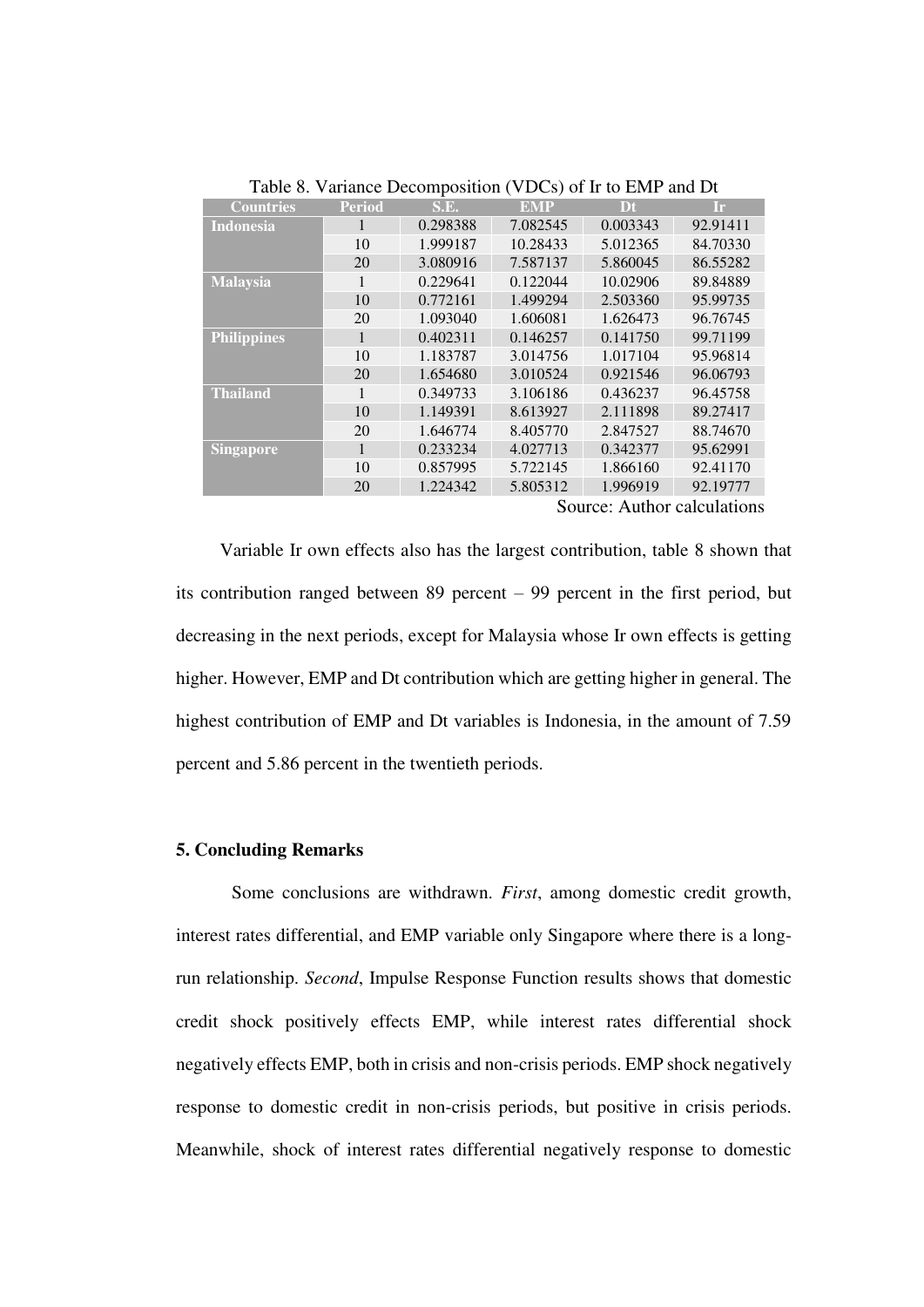Table 8. Variance Decomposition (VDCs) of Ir to EMP and Dt

| Countries | Period | S.E. | EMP | Dt | Ir |
|---|---|---|---|---|---|
| Indonesia | 1 | 0.298388 | 7.082545 | 0.003343 | 92.91411 |
| | 10 | 1.999187 | 10.28433 | 5.012365 | 84.70330 |
| | 20 | 3.080916 | 7.587137 | 5.860045 | 86.55282 |
| Malaysia | 1 | 0.229641 | 0.122044 | 10.02906 | 89.84889 |
| | 10 | 0.772161 | 1.499294 | 2.503360 | 95.99735 |
| | 20 | 1.093040 | 1.606081 | 1.626473 | 96.76745 |
| Philippines | 1 | 0.402311 | 0.146257 | 0.141750 | 99.71199 |
| | 10 | 1.183787 | 3.014756 | 1.017104 | 95.96814 |
| | 20 | 1.654680 | 3.010524 | 0.921546 | 96.06793 |
| Thailand | 1 | 0.349733 | 3.106186 | 0.436237 | 96.45758 |
| | 10 | 1.149391 | 8.613927 | 2.111898 | 89.27417 |
| | 20 | 1.646774 | 8.405770 | 2.847527 | 88.74670 |
| Singapore | 1 | 0.233234 | 4.027713 | 0.342377 | 95.62991 |
| | 10 | 0.857995 | 5.722145 | 1.866160 | 92.41170 |
| | 20 | 1.224342 | 5.805312 | 1.996919 | 92.19777 |

Source: Author calculations

Variable Ir own effects also has the largest contribution, table 8 shown that its contribution ranged between 89 percent – 99 percent in the first period, but decreasing in the next periods, except for Malaysia whose Ir own effects is getting higher. However, EMP and Dt contribution which are getting higher in general. The highest contribution of EMP and Dt variables is Indonesia, in the amount of 7.59 percent and 5.86 percent in the twentieth periods.

## 5. Concluding Remarks

Some conclusions are withdrawn. *First*, among domestic credit growth, interest rates differential, and EMP variable only Singapore where there is a long-run relationship. *Second*, Impulse Response Function results shows that domestic credit shock positively effects EMP, while interest rates differential shock negatively effects EMP, both in crisis and non-crisis periods. EMP shock negatively response to domestic credit in non-crisis periods, but positive in crisis periods. Meanwhile, shock of interest rates differential negatively response to domestic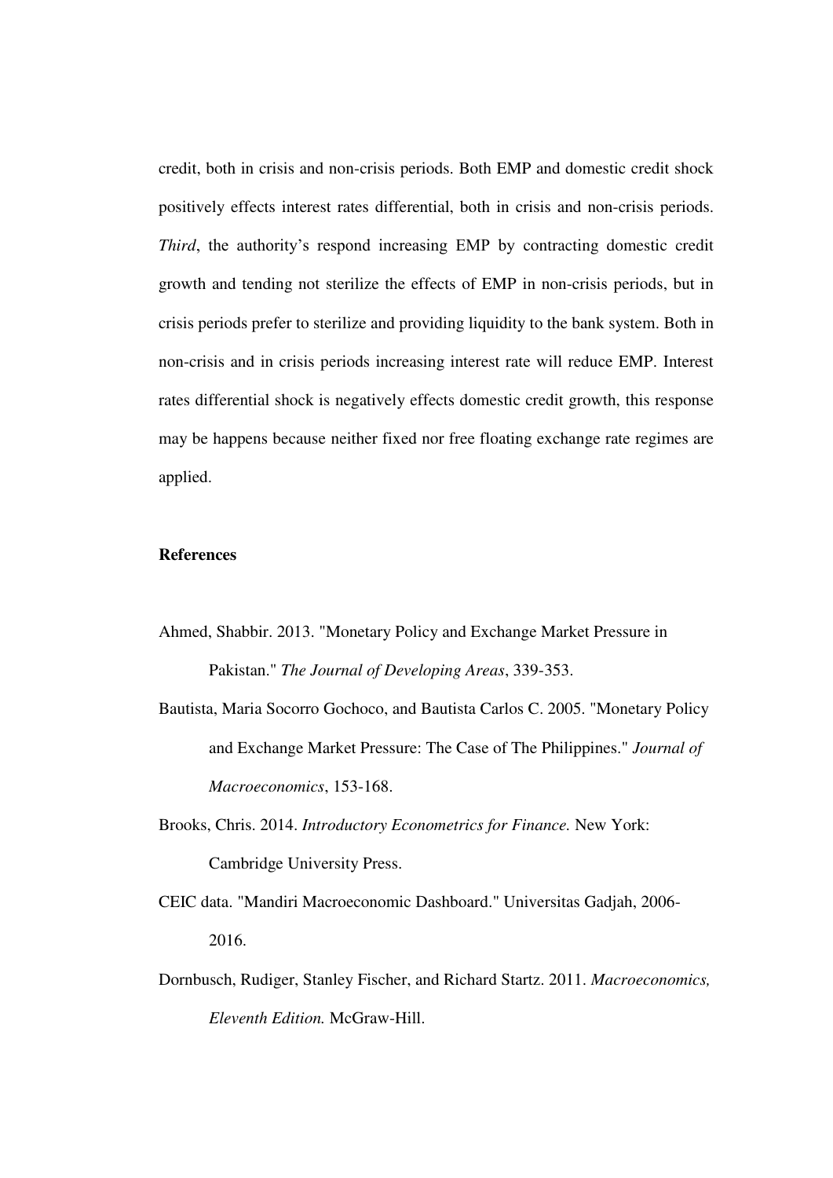credit, both in crisis and non-crisis periods. Both EMP and domestic credit shock positively effects interest rates differential, both in crisis and non-crisis periods. *Third*, the authority's respond increasing EMP by contracting domestic credit growth and tending not sterilize the effects of EMP in non-crisis periods, but in crisis periods prefer to sterilize and providing liquidity to the bank system. Both in non-crisis and in crisis periods increasing interest rate will reduce EMP. Interest rates differential shock is negatively effects domestic credit growth, this response may be happens because neither fixed nor free floating exchange rate regimes are applied.

**References**

Ahmed, Shabbir. 2013. "Monetary Policy and Exchange Market Pressure in Pakistan." *The Journal of Developing Areas*, 339-353.

Bautista, Maria Socorro Gochoco, and Bautista Carlos C. 2005. "Monetary Policy and Exchange Market Pressure: The Case of The Philippines." *Journal of Macroeconomics*, 153-168.

Brooks, Chris. 2014. *Introductory Econometrics for Finance.* New York: Cambridge University Press.

CEIC data. "Mandiri Macroeconomic Dashboard." Universitas Gadjah, 2006-2016.

Dornbusch, Rudiger, Stanley Fischer, and Richard Startz. 2011. *Macroeconomics, Eleventh Edition.* McGraw-Hill.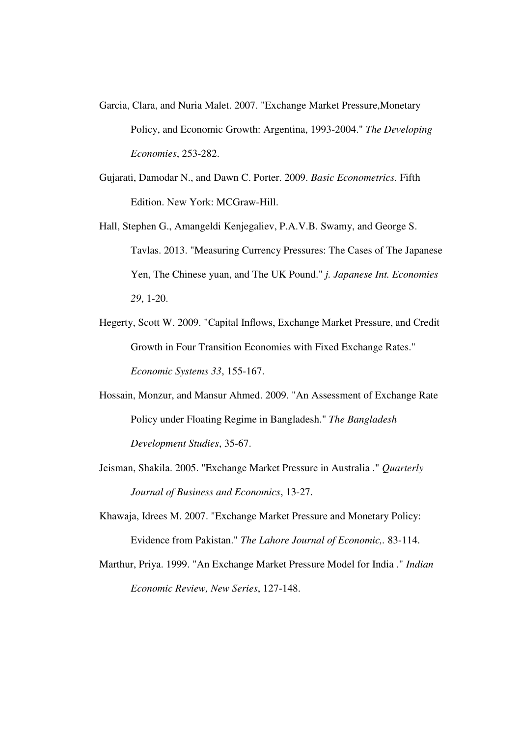Garcia, Clara, and Nuria Malet. 2007. "Exchange Market Pressure,Monetary Policy, and Economic Growth: Argentina, 1993-2004." *The Developing Economies*, 253-282.

Gujarati, Damodar N., and Dawn C. Porter. 2009. *Basic Econometrics.* Fifth Edition. New York: MCGraw-Hill.

Hall, Stephen G., Amangeldi Kenjegaliev, P.A.V.B. Swamy, and George S. Tavlas. 2013. "Measuring Currency Pressures: The Cases of The Japanese Yen, The Chinese yuan, and The UK Pound." *j. Japanese Int. Economies 29*, 1-20.

Hegerty, Scott W. 2009. "Capital Inflows, Exchange Market Pressure, and Credit Growth in Four Transition Economies with Fixed Exchange Rates." *Economic Systems 33*, 155-167.

Hossain, Monzur, and Mansur Ahmed. 2009. "An Assessment of Exchange Rate Policy under Floating Regime in Bangladesh." *The Bangladesh Development Studies*, 35-67.

Jeisman, Shakila. 2005. "Exchange Market Pressure in Australia ." *Quarterly Journal of Business and Economics*, 13-27.

Khawaja, Idrees M. 2007. "Exchange Market Pressure and Monetary Policy: Evidence from Pakistan." *The Lahore Journal of Economic,.* 83-114.

Marthur, Priya. 1999. "An Exchange Market Pressure Model for India ." *Indian Economic Review, New Series*, 127-148.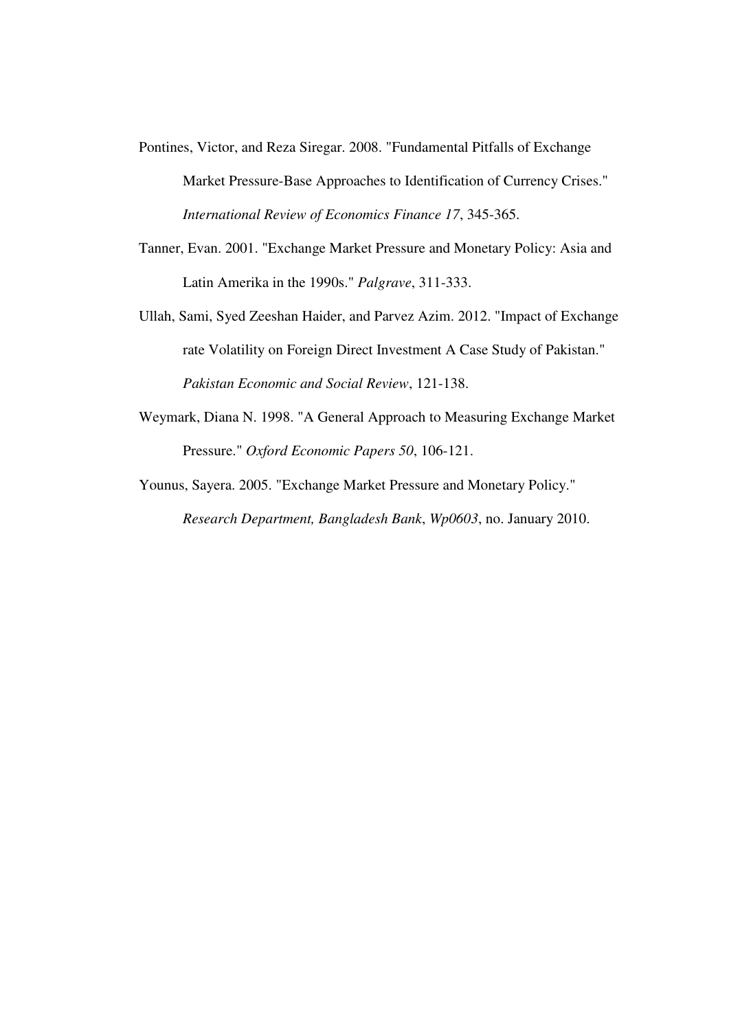Pontines, Victor, and Reza Siregar. 2008. "Fundamental Pitfalls of Exchange Market Pressure-Base Approaches to Identification of Currency Crises." *International Review of Economics Finance 17*, 345-365.

Tanner, Evan. 2001. "Exchange Market Pressure and Monetary Policy: Asia and Latin Amerika in the 1990s." *Palgrave*, 311-333.

Ullah, Sami, Syed Zeeshan Haider, and Parvez Azim. 2012. "Impact of Exchange rate Volatility on Foreign Direct Investment A Case Study of Pakistan." *Pakistan Economic and Social Review*, 121-138.

Weymark, Diana N. 1998. "A General Approach to Measuring Exchange Market Pressure." *Oxford Economic Papers 50*, 106-121.

Younus, Sayera. 2005. "Exchange Market Pressure and Monetary Policy." *Research Department, Bangladesh Bank*, *Wp0603*, no. January 2010.